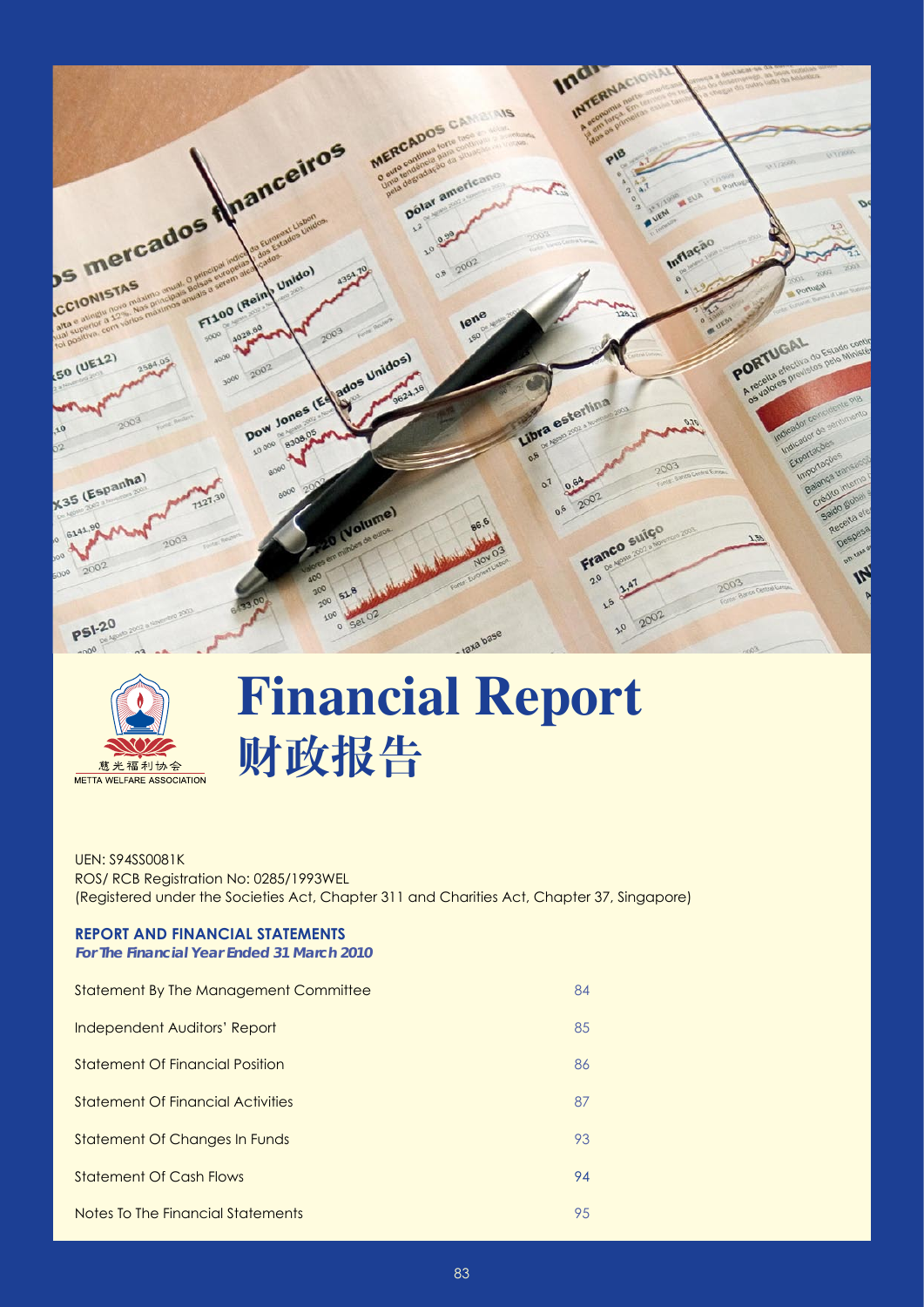# Financial Report
# 财政报告

慧光福利协会
METTA WELFARE ASSOCIATION

UEN: S94SS0081K
ROS/ RCB Registration No: 0285/1993WEL
(Registered under the Societies Act, Chapter 311 and Charities Act, Chapter 37, Singapore)

**REPORT AND FINANCIAL STATEMENTS**
***For The Financial Year Ended 31 March 2010***

| | |
|---|---|
| Statement By The Management Committee | 84 |
| Independent Auditors' Report | 85 |
| Statement Of Financial Position | 86 |
| Statement Of Financial Activities | 87 |
| Statement Of Changes In Funds | 93 |
| Statement Of Cash Flows | 94 |
| Notes To The Financial Statements | 95 |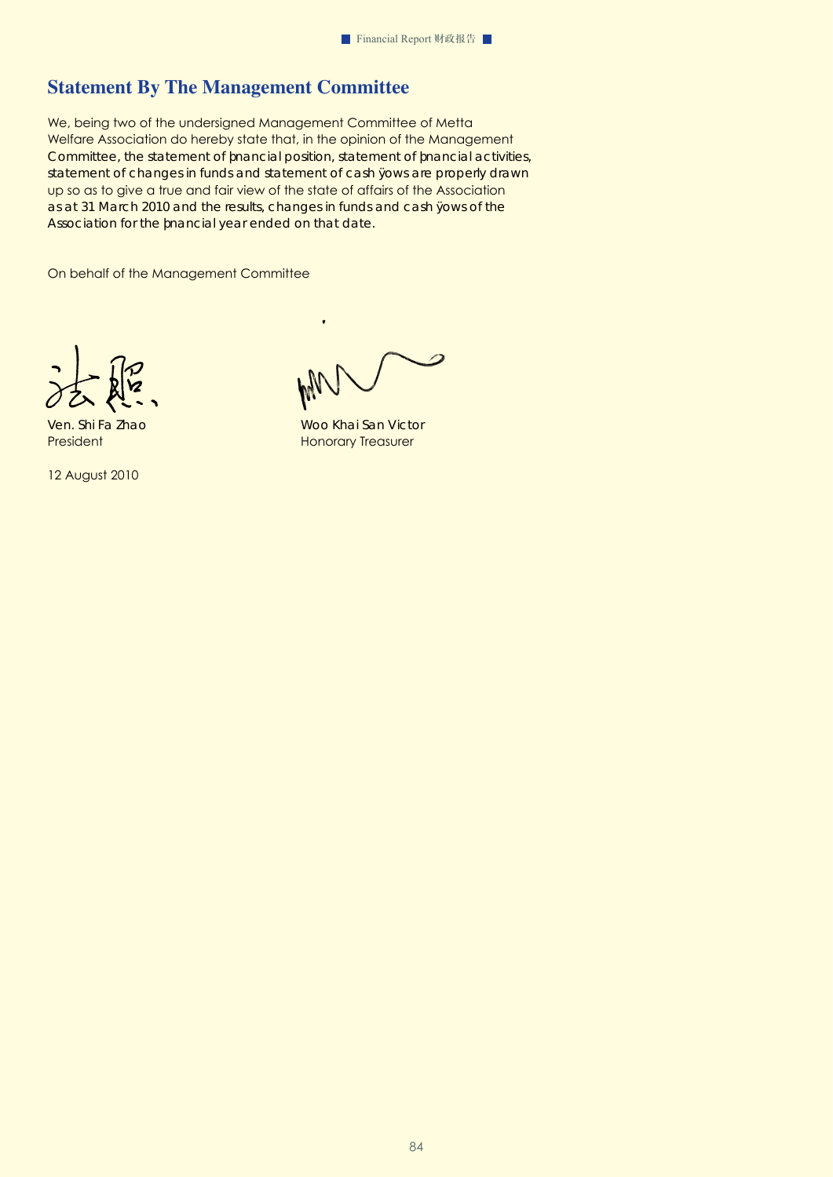## Statement By The Management Committee

We, being two of the undersigned Management Committee of Metta Welfare Association do hereby state that, in the opinion of the Management Committee, the statement of financial position, statement of financial activities, statement of changes in funds and statement of cash flows are properly drawn up so as to give a true and fair view of the state of affairs of the Association as at 31 March 2010 and the results, changes in funds and cash flows of the Association for the financial year ended on that date.

On behalf of the Management Committee

Ven. Shi Fa Zhao
President

Woo Khai San Victor
Honorary Treasurer

12 August 2010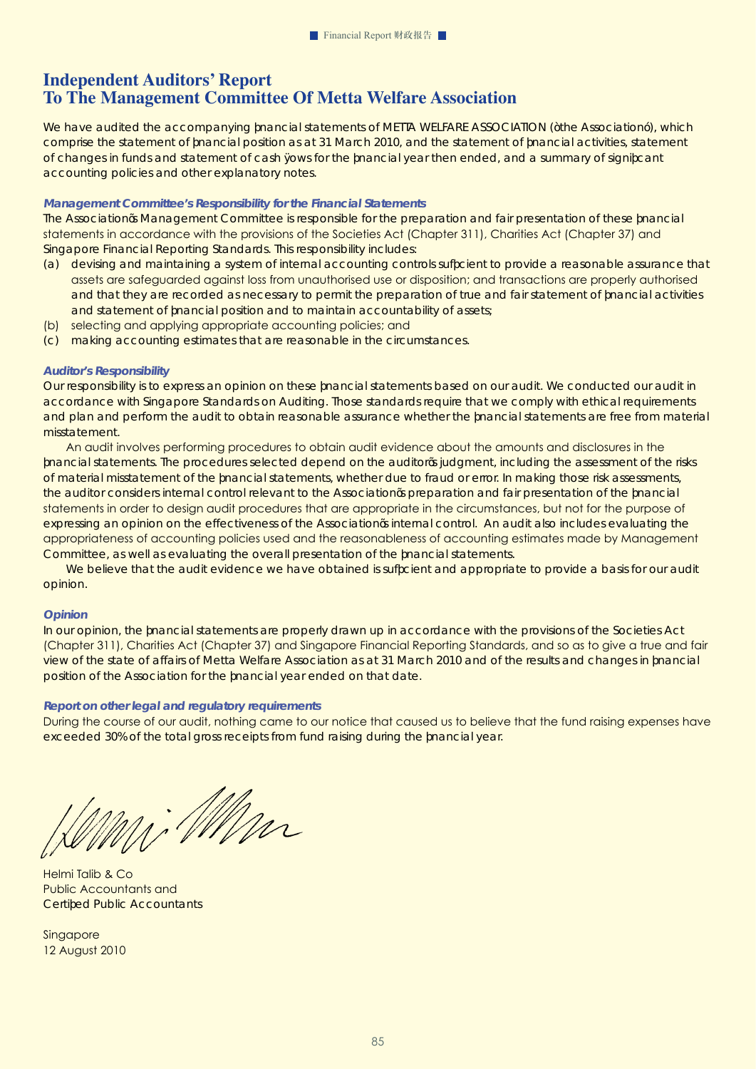# Independent Auditors' Report
# To The Management Committee Of Metta Welfare Association

We have audited the accompanying financial statements of METTA WELFARE ASSOCIATION ("the Association"), which comprise the statement of financial position as at 31 March 2010, and the statement of financial activities, statement of changes in funds and statement of cash flows for the financial year then ended, and a summary of significant accounting policies and other explanatory notes.

### *Management Committee's Responsibility for the Financial Statements*

The Association's Management Committee is responsible for the preparation and fair presentation of these financial statements in accordance with the provisions of the Societies Act (Chapter 311), Charities Act (Chapter 37) and Singapore Financial Reporting Standards. This responsibility includes:

(a) devising and maintaining a system of internal accounting controls sufficient to provide a reasonable assurance that assets are safeguarded against loss from unauthorised use or disposition; and transactions are properly authorised and that they are recorded as necessary to permit the preparation of true and fair statement of financial activities and statement of financial position and to maintain accountability of assets;

(b) selecting and applying appropriate accounting policies; and

(c) making accounting estimates that are reasonable in the circumstances.

### *Auditor's Responsibility*

Our responsibility is to express an opinion on these financial statements based on our audit. We conducted our audit in accordance with Singapore Standards on Auditing. Those standards require that we comply with ethical requirements and plan and perform the audit to obtain reasonable assurance whether the financial statements are free from material misstatement.

An audit involves performing procedures to obtain audit evidence about the amounts and disclosures in the financial statements. The procedures selected depend on the auditor's judgment, including the assessment of the risks of material misstatement of the financial statements, whether due to fraud or error. In making those risk assessments, the auditor considers internal control relevant to the Association's preparation and fair presentation of the financial statements in order to design audit procedures that are appropriate in the circumstances, but not for the purpose of expressing an opinion on the effectiveness of the Association's internal control. An audit also includes evaluating the appropriateness of accounting policies used and the reasonableness of accounting estimates made by Management Committee, as well as evaluating the overall presentation of the financial statements.

We believe that the audit evidence we have obtained is sufficient and appropriate to provide a basis for our audit opinion.

### *Opinion*

In our opinion, the financial statements are properly drawn up in accordance with the provisions of the Societies Act (Chapter 311), Charities Act (Chapter 37) and Singapore Financial Reporting Standards, and so as to give a true and fair view of the state of affairs of Metta Welfare Association as at 31 March 2010 and of the results and changes in financial position of the Association for the financial year ended on that date.

### *Report on other legal and regulatory requirements*

During the course of our audit, nothing came to our notice that caused us to believe that the fund raising expenses have exceeded 30% of the total gross receipts from fund raising during the financial year.

Helmi Talib & Co
Public Accountants and
Certified Public Accountants

Singapore
12 August 2010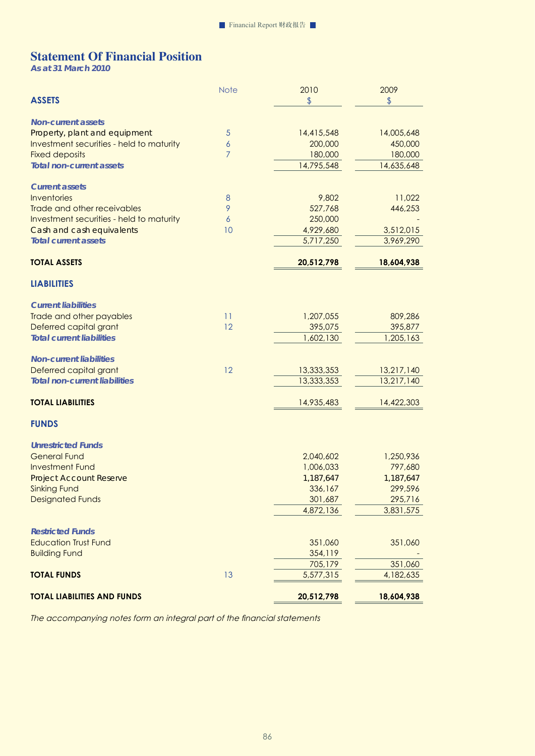# Statement Of Financial Position

***As at 31 March 2010***

| | Note | 2010 | 2009 |
|---|---|---|---|
| **ASSETS** | | $ | $ |
| ***Non-current assets*** | | | |
| Property, plant and equipment | 5 | 14,415,548 | 14,005,648 |
| Investment securities - held to maturity | 6 | 200,000 | 450,000 |
| Fixed deposits | 7 | 180,000 | 180,000 |
| ***Total non-current assets*** | | 14,795,548 | 14,635,648 |
| ***Current assets*** | | | |
| Inventories | 8 | 9,802 | 11,022 |
| Trade and other receivables | 9 | 527,768 | 446,253 |
| Investment securities - held to maturity | 6 | 250,000 | - |
| Cash and cash equivalents | 10 | 4,929,680 | 3,512,015 |
| ***Total current assets*** | | 5,717,250 | 3,969,290 |
| **TOTAL ASSETS** | | **20,512,798** | **18,604,938** |
| **LIABILITIES** | | | |
| ***Current liabilities*** | | | |
| Trade and other payables | 11 | 1,207,055 | 809,286 |
| Deferred capital grant | 12 | 395,075 | 395,877 |
| ***Total current liabilities*** | | 1,602,130 | 1,205,163 |
| ***Non-current liabilities*** | | | |
| Deferred capital grant | 12 | 13,333,353 | 13,217,140 |
| ***Total non-current liabilities*** | | 13,333,353 | 13,217,140 |
| **TOTAL LIABILITIES** | | 14,935,483 | 14,422,303 |
| **FUNDS** | | | |
| ***Unrestricted Funds*** | | | |
| General Fund | | 2,040,602 | 1,250,936 |
| Investment Fund | | 1,006,033 | 797,680 |
| Project Account Reserve | | 1,187,647 | 1,187,647 |
| Sinking Fund | | 336,167 | 299,596 |
| Designated Funds | | 301,687 | 295,716 |
| | | 4,872,136 | 3,831,575 |
| ***Restricted Funds*** | | | |
| Education Trust Fund | | 351,060 | 351,060 |
| Building Fund | | 354,119 | - |
| | | 705,179 | 351,060 |
| **TOTAL FUNDS** | 13 | 5,577,315 | 4,182,635 |
| **TOTAL LIABILITIES AND FUNDS** | | **20,512,798** | **18,604,938** |

*The accompanying notes form an integral part of the financial statements*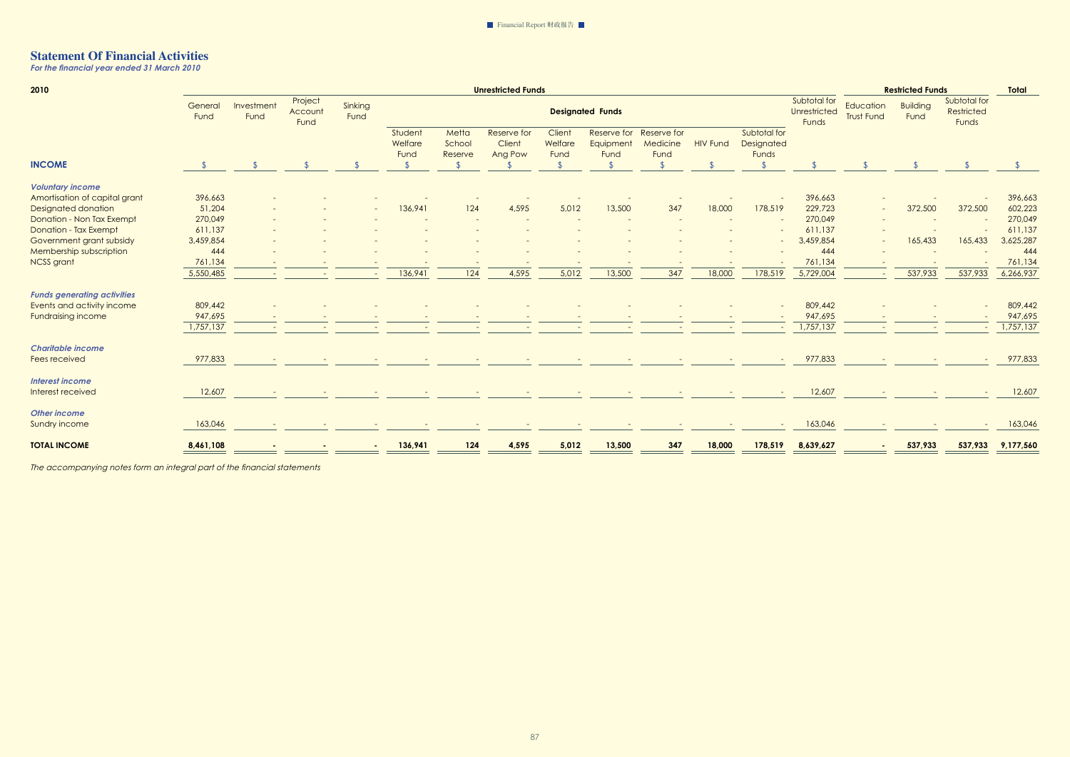# Statement Of Financial Activities

*For the financial year ended 31 March 2010*

| 2010 | Unrestricted Funds | | | | | | | | | | | | | Restricted Funds | | | Total |
|---|---|---|---|---|---|---|---|---|---|---|---|---|---|---|---|---|---|
| | General Fund | Investment Fund | Project Account Fund | Sinking Fund | Designated Funds | | | | | | | | Subtotal for Unrestricted Funds | Education Trust Fund | Building Fund | Subtotal for Restricted Funds | |
| | | | | | Student Welfare Fund | Metta School Reserve | Reserve for Client Ang Pow | Client Welfare Fund | Reserve for Equipment Fund | Reserve for Medicine Fund | HIV Fund | Subtotal for Designated Funds | | | | | |
| **INCOME** | $ | $ | $ | $ | $ | $ | $ | $ | $ | $ | $ | $ | $ | $ | $ | $ | $ |
| ***Voluntary income*** | | | | | | | | | | | | | | | | | |
| Amortisation of capital grant | 396,663 | - | - | - | - | - | - | - | - | - | - | - | 396,663 | - | - | - | 396,663 |
| Designated donation | 51,204 | - | - | - | 136,941 | 124 | 4,595 | 5,012 | 13,500 | 347 | 18,000 | 178,519 | 229,723 | - | 372,500 | 372,500 | 602,223 |
| Donation - Non Tax Exempt | 270,049 | - | - | - | - | - | - | - | - | - | - | - | 270,049 | - | - | - | 270,049 |
| Donation - Tax Exempt | 611,137 | - | - | - | - | - | - | - | - | - | - | - | 611,137 | - | - | - | 611,137 |
| Government grant subsidy | 3,459,854 | - | - | - | - | - | - | - | - | - | - | - | 3,459,854 | - | 165,433 | 165,433 | 3,625,287 |
| Membership subscription | 444 | - | - | - | - | - | - | - | - | - | - | - | 444 | - | - | - | 444 |
| NCSS grant | 761,134 | - | - | - | - | - | - | - | - | - | - | - | 761,134 | - | - | - | 761,134 |
| | 5,550,485 | - | - | - | 136,941 | 124 | 4,595 | 5,012 | 13,500 | 347 | 18,000 | 178,519 | 5,729,004 | - | 537,933 | 537,933 | 6,266,937 |
| ***Funds generating activities*** | | | | | | | | | | | | | | | | | |
| Events and activity income | 809,442 | - | - | - | - | - | - | - | - | - | - | - | 809,442 | - | - | - | 809,442 |
| Fundraising income | 947,695 | - | - | - | - | - | - | - | - | - | - | - | 947,695 | - | - | - | 947,695 |
| | 1,757,137 | - | - | - | - | - | - | - | - | - | - | - | 1,757,137 | - | - | - | 1,757,137 |
| ***Charitable income*** | | | | | | | | | | | | | | | | | |
| Fees received | 977,833 | - | - | - | - | - | - | - | - | - | - | - | 977,833 | - | - | - | 977,833 |
| ***Interest income*** | | | | | | | | | | | | | | | | | |
| Interest received | 12,607 | - | - | - | - | - | - | - | - | - | - | - | 12,607 | - | - | - | 12,607 |
| ***Other income*** | | | | | | | | | | | | | | | | | |
| Sundry income | 163,046 | - | - | - | - | - | - | - | - | - | - | - | 163,046 | - | - | - | 163,046 |
| **TOTAL INCOME** | **8,461,108** | **-** | **-** | **-** | **136,941** | **124** | **4,595** | **5,012** | **13,500** | **347** | **18,000** | **178,519** | **8,639,627** | **-** | **537,933** | **537,933** | **9,177,560** |

*The accompanying notes form an integral part of the financial statements*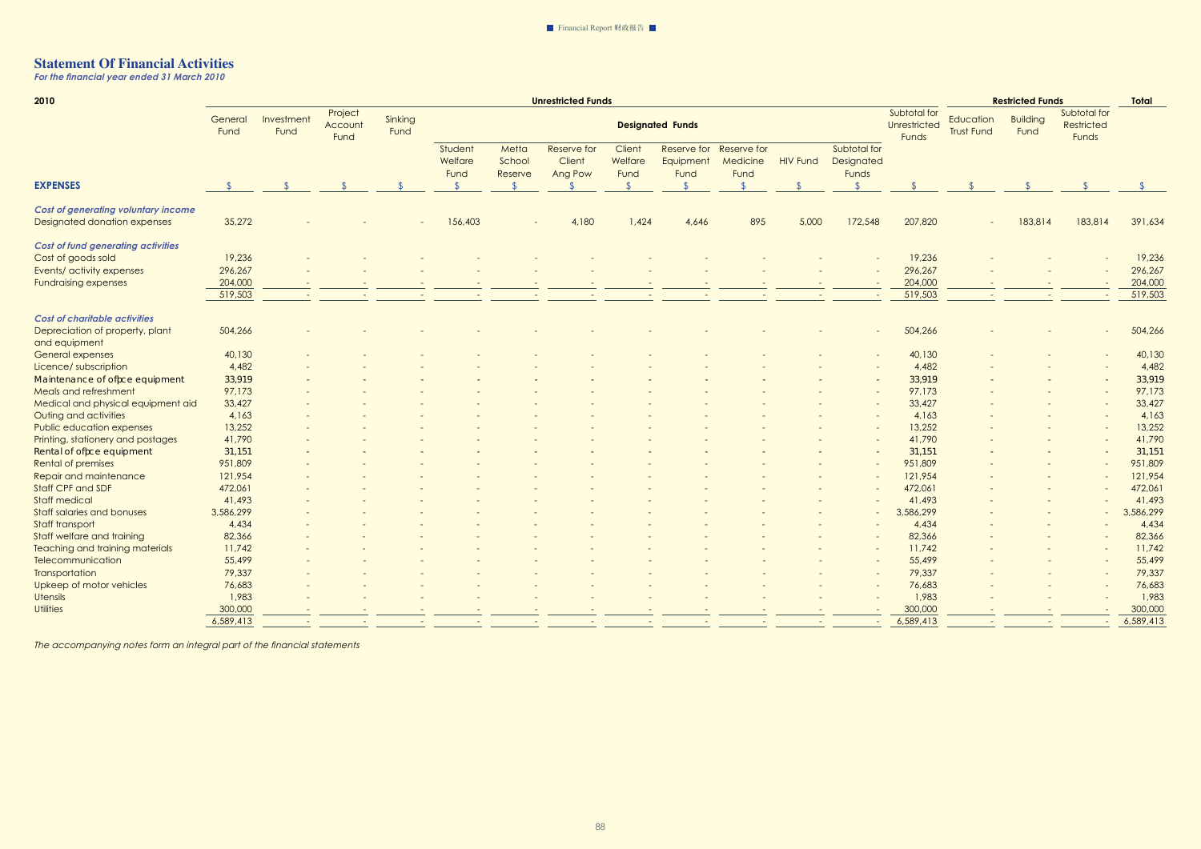# Statement Of Financial Activities

*For the financial year ended 31 March 2010*

| 2010 | Unrestricted Funds | | | | | | | | | | | | | Restricted Funds | | | Total |
|---|---|---|---|---|---|---|---|---|---|---|---|---|---|---|---|---|---|
| | General Fund | Investment Fund | Project Account Fund | Sinking Fund | Designated Funds | | | | | | | | Subtotal for Unrestricted Funds | Education Trust Fund | Building Fund | Subtotal for Restricted Funds | |
| | | | | | Student Welfare Fund | Metta School Reserve | Reserve for Client Ang Pow | Client Welfare Fund | Reserve for Equipment Fund | Reserve for Medicine Fund | HIV Fund | Subtotal for Designated Funds | | | | | |
| **EXPENSES** | $ | $ | $ | $ | $ | $ | $ | $ | $ | $ | $ | $ | $ | $ | $ | $ | $ |
| ***Cost of generating voluntary income*** | | | | | | | | | | | | | | | | | |
| Designated donation expenses | 35,272 | - | - | - | 156,403 | - | 4,180 | 1,424 | 4,646 | 895 | 5,000 | 172,548 | 207,820 | - | 183,814 | 183,814 | 391,634 |
| ***Cost of fund generating activities*** | | | | | | | | | | | | | | | | | |
| Cost of goods sold | 19,236 | - | - | - | - | - | - | - | - | - | - | - | 19,236 | - | - | - | 19,236 |
| Events/ activity expenses | 296,267 | - | - | - | - | - | - | - | - | - | - | - | 296,267 | - | - | - | 296,267 |
| Fundraising expenses | 204,000 | - | - | - | - | - | - | - | - | - | - | - | 204,000 | - | - | - | 204,000 |
| | 519,503 | - | - | - | - | - | - | - | - | - | - | - | 519,503 | - | - | - | 519,503 |
| ***Cost of charitable activities*** | | | | | | | | | | | | | | | | | |
| Depreciation of property, plant and equipment | 504,266 | - | - | - | - | - | - | - | - | - | - | - | 504,266 | - | - | - | 504,266 |
| General expenses | 40,130 | - | - | - | - | - | - | - | - | - | - | - | 40,130 | - | - | - | 40,130 |
| Licence/ subscription | 4,482 | - | - | - | - | - | - | - | - | - | - | - | 4,482 | - | - | - | 4,482 |
| Maintenance of office equipment | 33,919 | - | - | - | - | - | - | - | - | - | - | - | 33,919 | - | - | - | 33,919 |
| Meals and refreshment | 97,173 | - | - | - | - | - | - | - | - | - | - | - | 97,173 | - | - | - | 97,173 |
| Medical and physical equipment aid | 33,427 | - | - | - | - | - | - | - | - | - | - | - | 33,427 | - | - | - | 33,427 |
| Outing and activities | 4,163 | - | - | - | - | - | - | - | - | - | - | - | 4,163 | - | - | - | 4,163 |
| Public education expenses | 13,252 | - | - | - | - | - | - | - | - | - | - | - | 13,252 | - | - | - | 13,252 |
| Printing, stationery and postages | 41,790 | - | - | - | - | - | - | - | - | - | - | - | 41,790 | - | - | - | 41,790 |
| Rental of office equipment | 31,151 | - | - | - | - | - | - | - | - | - | - | - | 31,151 | - | - | - | 31,151 |
| Rental of premises | 951,809 | - | - | - | - | - | - | - | - | - | - | - | 951,809 | - | - | - | 951,809 |
| Repair and maintenance | 121,954 | - | - | - | - | - | - | - | - | - | - | - | 121,954 | - | - | - | 121,954 |
| Staff CPF and SDF | 472,061 | - | - | - | - | - | - | - | - | - | - | - | 472,061 | - | - | - | 472,061 |
| Staff medical | 41,493 | - | - | - | - | - | - | - | - | - | - | - | 41,493 | - | - | - | 41,493 |
| Staff salaries and bonuses | 3,586,299 | - | - | - | - | - | - | - | - | - | - | - | 3,586,299 | - | - | - | 3,586,299 |
| Staff transport | 4,434 | - | - | - | - | - | - | - | - | - | - | - | 4,434 | - | - | - | 4,434 |
| Staff welfare and training | 82,366 | - | - | - | - | - | - | - | - | - | - | - | 82,366 | - | - | - | 82,366 |
| Teaching and training materials | 11,742 | - | - | - | - | - | - | - | - | - | - | - | 11,742 | - | - | - | 11,742 |
| Telecommunication | 55,499 | - | - | - | - | - | - | - | - | - | - | - | 55,499 | - | - | - | 55,499 |
| Transportation | 79,337 | - | - | - | - | - | - | - | - | - | - | - | 79,337 | - | - | - | 79,337 |
| Upkeep of motor vehicles | 76,683 | - | - | - | - | - | - | - | - | - | - | - | 76,683 | - | - | - | 76,683 |
| Utensils | 1,983 | - | - | - | - | - | - | - | - | - | - | - | 1,983 | - | - | - | 1,983 |
| Utilities | 300,000 | - | - | - | - | - | - | - | - | - | - | - | 300,000 | - | - | - | 300,000 |
| | 6,589,413 | - | - | - | - | - | - | - | - | - | - | - | 6,589,413 | - | - | - | 6,589,413 |

*The accompanying notes form an integral part of the financial statements*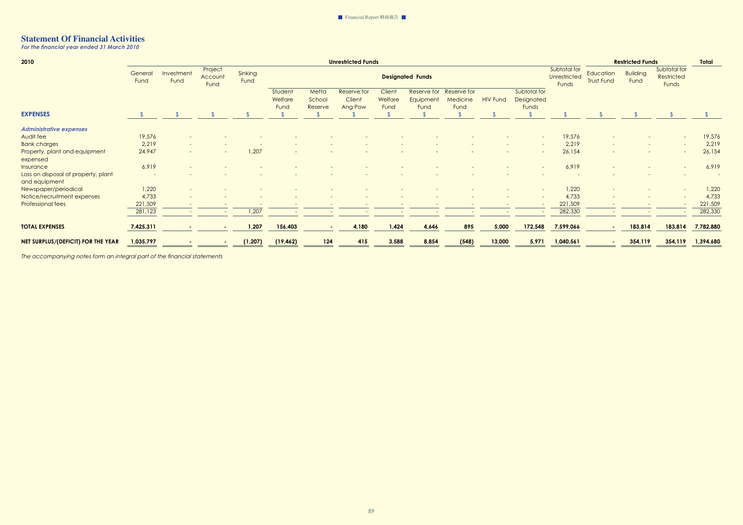# Statement Of Financial Activities

*For the financial year ended 31 March 2010*

| 2010 | Unrestricted Funds | | | | | | | | | | | | | Restricted Funds | | | Total |
|---|---|---|---|---|---|---|---|---|---|---|---|---|---|---|---|---|---|
| | General Fund | Investment Fund | Project Account Fund | Sinking Fund | Designated Funds | | | | | | | | Subtotal for Unrestricted Funds | Education Trust Fund | Building Fund | Subtotal for Restricted Funds | |
| | | | | | Student Welfare Fund | Metta School Reserve | Reserve for Client Ang Pow | Client Welfare Fund | Reserve for Equipment Fund | Reserve for Medicine Fund | HIV Fund | Subtotal for Designated Funds | | | | | |
| **EXPENSES** | $ | $ | $ | $ | $ | $ | $ | $ | $ | $ | $ | $ | $ | $ | $ | $ | $ |
| ***Administrative expenses*** | | | | | | | | | | | | | | | | | |
| Audit fee | 19,576 | - | - | - | - | - | - | - | - | - | - | - | 19,576 | - | - | - | 19,576 |
| Bank charges | 2,219 | - | - | - | - | - | - | - | - | - | - | - | 2,219 | - | - | - | 2,219 |
| Property, plant and equipment expensed | 24,947 | - | - | 1,207 | - | - | - | - | - | - | - | - | 26,154 | - | - | - | 26,154 |
| Insurance | 6,919 | - | - | - | - | - | - | - | - | - | - | - | 6,919 | - | - | - | 6,919 |
| Loss on disposal of property, plant and equipment | - | - | - | - | - | - | - | - | - | - | - | - | - | - | - | - | - |
| Newspaper/periodical | 1,220 | - | - | - | - | - | - | - | - | - | - | - | 1,220 | - | - | - | 1,220 |
| Notice/recruitment expenses | 4,733 | - | - | - | - | - | - | - | - | - | - | - | 4,733 | - | - | - | 4,733 |
| Professional fees | 221,509 | - | - | - | - | - | - | - | - | - | - | - | 221,509 | - | - | - | 221,509 |
| | 281,123 | - | - | 1,207 | - | - | - | - | - | - | - | - | 282,330 | - | - | - | 282,330 |
| **TOTAL EXPENSES** | **7,425,311** | **-** | **-** | **1,207** | **156,403** | **-** | **4,180** | **1,424** | **4,646** | **895** | **5,000** | **172,548** | **7,599,066** | **-** | **183,814** | **183,814** | **7,782,880** |
| **NET SURPLUS/(DEFICIT) FOR THE YEAR** | **1,035,797** | **-** | **-** | **(1,207)** | **(19,462)** | **124** | **415** | **3,588** | **8,854** | **(548)** | **13,000** | **5,971** | **1,040,561** | **-** | **354,119** | **354,119** | **1,394,680** |

*The accompanying notes form an integral part of the financial statements*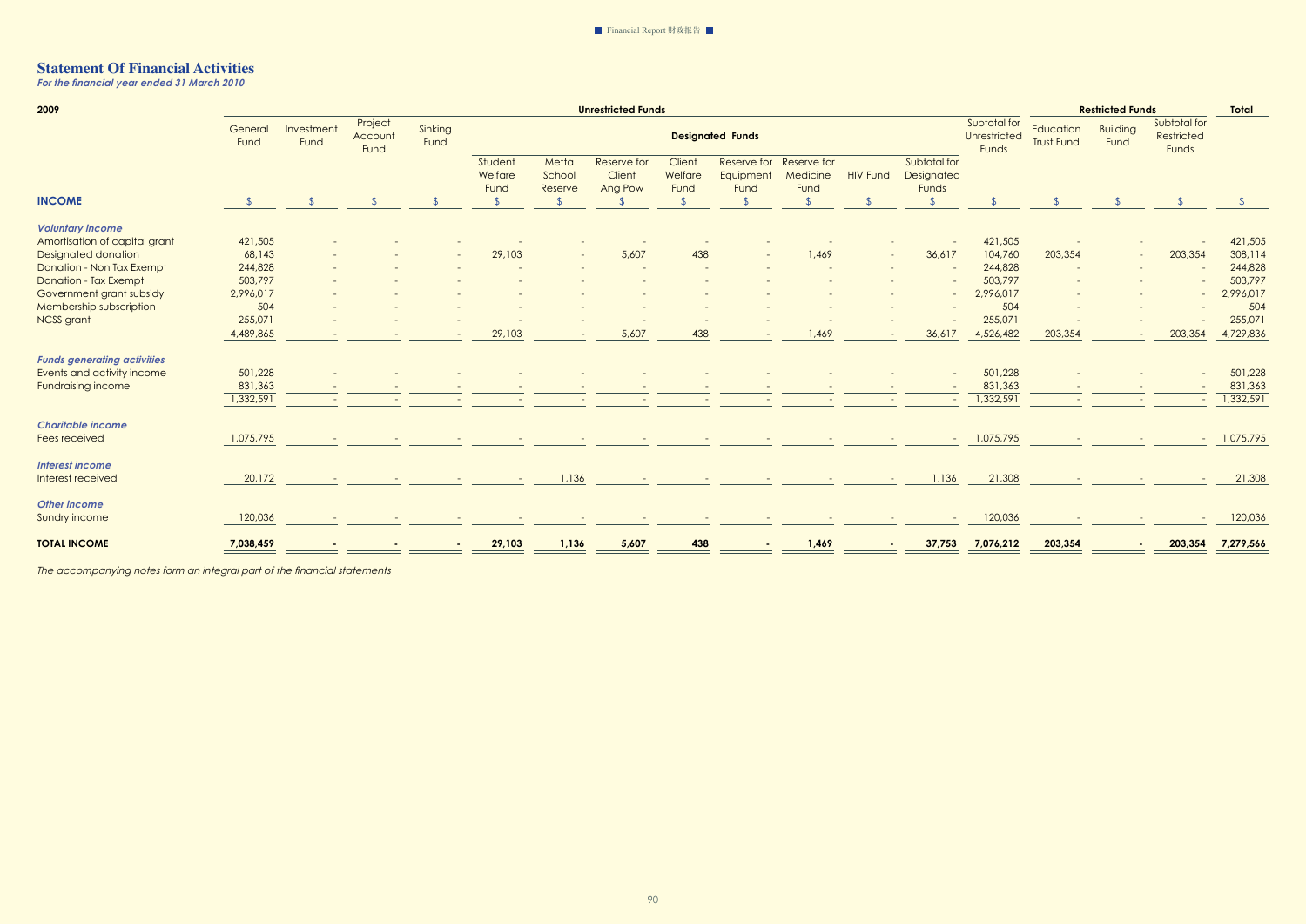# Statement Of Financial Activities

*For the financial year ended 31 March 2010*

| 2009 | Unrestricted Funds | | | | | | | | | | | | | Restricted Funds | | | Total |
|---|---|---|---|---|---|---|---|---|---|---|---|---|---|---|---|---|---|
| | General Fund | Investment Fund | Project Account Fund | Sinking Fund | Designated Funds | | | | | | | | Subtotal for Unrestricted Funds | Education Trust Fund | Building Fund | Subtotal for Restricted Funds | |
| | | | | | Student Welfare Fund | Metta School Reserve | Reserve for Client Ang Pow | Client Welfare Fund | Reserve for Equipment Fund | Reserve for Medicine Fund | HIV Fund | Subtotal for Designated Funds | | | | | |
| **INCOME** | $ | $ | $ | $ | $ | $ | $ | $ | $ | $ | $ | $ | $ | $ | $ | $ | $ |
| ***Voluntary income*** | | | | | | | | | | | | | | | | | |
| Amortisation of capital grant | 421,505 | - | - | - | - | - | - | - | - | - | - | - | 421,505 | - | - | - | 421,505 |
| Designated donation | 68,143 | - | - | - | 29,103 | - | 5,607 | 438 | - | 1,469 | - | 36,617 | 104,760 | 203,354 | - | 203,354 | 308,114 |
| Donation - Non Tax Exempt | 244,828 | - | - | - | - | - | - | - | - | - | - | - | 244,828 | - | - | - | 244,828 |
| Donation - Tax Exempt | 503,797 | - | - | - | - | - | - | - | - | - | - | - | 503,797 | - | - | - | 503,797 |
| Government grant subsidy | 2,996,017 | - | - | - | - | - | - | - | - | - | - | - | 2,996,017 | - | - | - | 2,996,017 |
| Membership subscription | 504 | - | - | - | - | - | - | - | - | - | - | - | 504 | - | - | - | 504 |
| NCSS grant | 255,071 | - | - | - | - | - | - | - | - | - | - | - | 255,071 | - | - | - | 255,071 |
| | 4,489,865 | - | - | - | 29,103 | - | 5,607 | 438 | - | 1,469 | - | 36,617 | 4,526,482 | 203,354 | - | 203,354 | 4,729,836 |
| ***Funds generating activities*** | | | | | | | | | | | | | | | | | |
| Events and activity income | 501,228 | - | - | - | - | - | - | - | - | - | - | - | 501,228 | - | - | - | 501,228 |
| Fundraising income | 831,363 | - | - | - | - | - | - | - | - | - | - | - | 831,363 | - | - | - | 831,363 |
| | 1,332,591 | - | - | - | - | - | - | - | - | - | - | - | 1,332,591 | - | - | - | 1,332,591 |
| ***Charitable income*** | | | | | | | | | | | | | | | | | |
| Fees received | 1,075,795 | - | - | - | - | - | - | - | - | - | - | - | 1,075,795 | - | - | - | 1,075,795 |
| ***Interest income*** | | | | | | | | | | | | | | | | | |
| Interest received | 20,172 | - | - | - | - | 1,136 | - | - | - | - | - | 1,136 | 21,308 | - | - | - | 21,308 |
| ***Other income*** | | | | | | | | | | | | | | | | | |
| Sundry income | 120,036 | - | - | - | - | - | - | - | - | - | - | - | 120,036 | - | - | - | 120,036 |
| **TOTAL INCOME** | **7,038,459** | **-** | **-** | **-** | **29,103** | **1,136** | **5,607** | **438** | **-** | **1,469** | **-** | **37,753** | **7,076,212** | **203,354** | **-** | **203,354** | **7,279,566** |

*The accompanying notes form an integral part of the financial statements*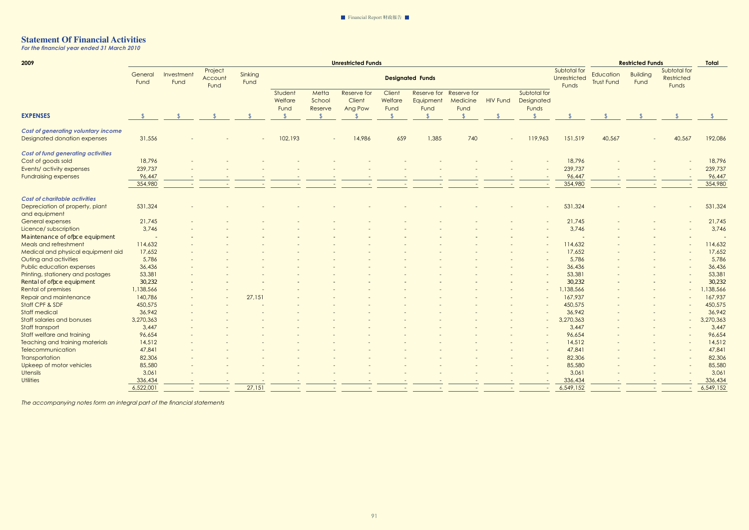# Statement Of Financial Activities

*For the financial year ended 31 March 2010*

| 2009 | Unrestricted Funds | | | | | | | | | | | | | Restricted Funds | | | Total |
|---|---|---|---|---|---|---|---|---|---|---|---|---|---|---|---|---|---|
| | General Fund | Investment Fund | Project Account Fund | Sinking Fund | Designated Funds | | | | | | | | Subtotal for Unrestricted Funds | Education Trust Fund | Building Fund | Subtotal for Restricted Funds | |
| | | | | | Student Welfare Fund | Metta School Reserve | Reserve for Client Ang Pow | Client Welfare Fund | Reserve for Equipment Fund | Reserve for Medicine Fund | HIV Fund | Subtotal for Designated Funds | | | | | |
| **EXPENSES** | $ | $ | $ | $ | $ | $ | $ | $ | $ | $ | $ | $ | $ | $ | $ | $ | $ |
| ***Cost of generating voluntary income*** | | | | | | | | | | | | | | | | | |
| Designated donation expenses | 31,556 | - | - | - | 102,193 | - | 14,986 | 659 | 1,385 | 740 | - | 119,963 | 151,519 | 40,567 | - | 40,567 | 192,086 |
| ***Cost of fund generating activities*** | | | | | | | | | | | | | | | | | |
| Cost of goods sold | 18,796 | - | - | - | - | - | - | - | - | - | - | - | 18,796 | - | - | - | 18,796 |
| Events/ activity expenses | 239,737 | - | - | - | - | - | - | - | - | - | - | - | 239,737 | - | - | - | 239,737 |
| Fundraising expenses | 96,447 | - | - | - | - | - | - | - | - | - | - | - | 96,447 | - | - | - | 96,447 |
| | 354,980 | - | - | - | - | - | - | - | - | - | - | - | 354,980 | - | - | - | 354,980 |
| ***Cost of charitable activities*** | | | | | | | | | | | | | | | | | |
| Depreciation of property, plant and equipment | 531,324 | - | - | - | - | - | - | - | - | - | - | - | 531,324 | - | - | - | 531,324 |
| General expenses | 21,745 | - | - | - | - | - | - | - | - | - | - | - | 21,745 | - | - | - | 21,745 |
| Licence/ subscription | 3,746 | - | - | - | - | - | - | - | - | - | - | - | 3,746 | - | - | - | 3,746 |
| Maintenance of office equipment | - | - | - | - | - | - | - | - | - | - | - | - | - | - | - | - | - |
| Meals and refreshment | 114,632 | - | - | - | - | - | - | - | - | - | - | - | 114,632 | - | - | - | 114,632 |
| Medical and physical equipment aid | 17,652 | - | - | - | - | - | - | - | - | - | - | - | 17,652 | - | - | - | 17,652 |
| Outing and activities | 5,786 | - | - | - | - | - | - | - | - | - | - | - | 5,786 | - | - | - | 5,786 |
| Public education expenses | 36,436 | - | - | - | - | - | - | - | - | - | - | - | 36,436 | - | - | - | 36,436 |
| Printing, stationery and postages | 53,381 | - | - | - | - | - | - | - | - | - | - | - | 53,381 | - | - | - | 53,381 |
| Rental of office equipment | 30,232 | - | - | - | - | - | - | - | - | - | - | - | 30,232 | - | - | - | 30,232 |
| Rental of premises | 1,138,566 | - | - | - | - | - | - | - | - | - | - | - | 1,138,566 | - | - | - | 1,138,566 |
| Repair and maintenance | 140,786 | - | - | 27,151 | - | - | - | - | - | - | - | - | 167,937 | - | - | - | 167,937 |
| Staff CPF & SDF | 450,575 | - | - | - | - | - | - | - | - | - | - | - | 450,575 | - | - | - | 450,575 |
| Staff medical | 36,942 | - | - | - | - | - | - | - | - | - | - | - | 36,942 | - | - | - | 36,942 |
| Staff salaries and bonuses | 3,270,363 | - | - | - | - | - | - | - | - | - | - | - | 3,270,363 | - | - | - | 3,270,363 |
| Staff transport | 3,447 | - | - | - | - | - | - | - | - | - | - | - | 3,447 | - | - | - | 3,447 |
| Staff welfare and training | 96,654 | - | - | - | - | - | - | - | - | - | - | - | 96,654 | - | - | - | 96,654 |
| Teaching and training materials | 14,512 | - | - | - | - | - | - | - | - | - | - | - | 14,512 | - | - | - | 14,512 |
| Telecommunication | 47,841 | - | - | - | - | - | - | - | - | - | - | - | 47,841 | - | - | - | 47,841 |
| Transportation | 82,306 | - | - | - | - | - | - | - | - | - | - | - | 82,306 | - | - | - | 82,306 |
| Upkeep of motor vehicles | 85,580 | - | - | - | - | - | - | - | - | - | - | - | 85,580 | - | - | - | 85,580 |
| Utensils | 3,061 | - | - | - | - | - | - | - | - | - | - | - | 3,061 | - | - | - | 3,061 |
| Utilities | 336,434 | - | - | - | - | - | - | - | - | - | - | - | 336,434 | - | - | - | 336,434 |
| | 6,522,001 | - | - | 27,151 | - | - | - | - | - | - | - | - | 6,549,152 | - | - | - | 6,549,152 |

*The accompanying notes form an integral part of the financial statements*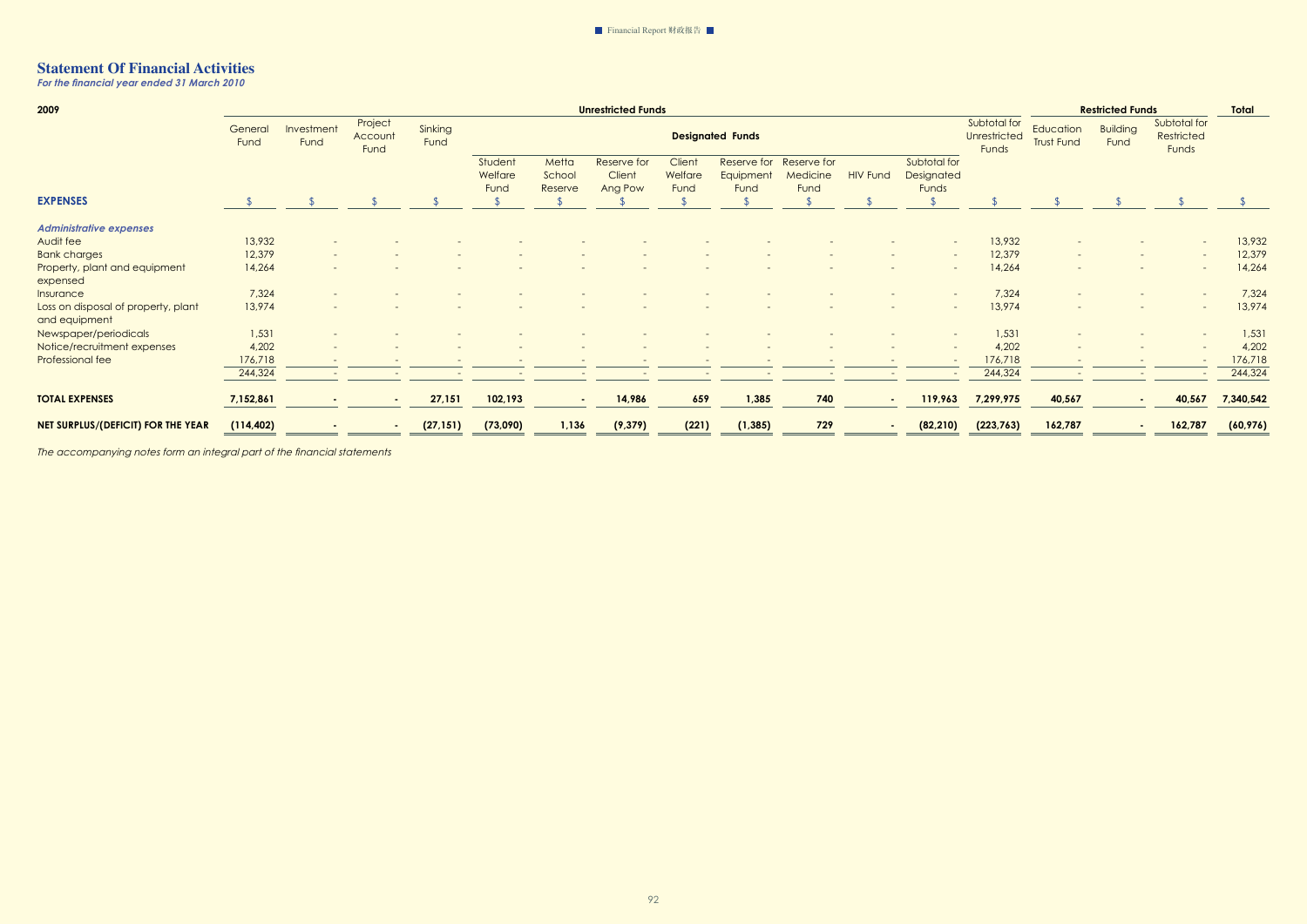# Statement Of Financial Activities

*For the financial year ended 31 March 2010*

| 2009 | Unrestricted Funds | | | | | | | | | | | | | Restricted Funds | | | Total |
|---|---|---|---|---|---|---|---|---|---|---|---|---|---|---|---|---|---|
| | General Fund | Investment Fund | Project Account Fund | Sinking Fund | Designated Funds | | | | | | | | Subtotal for Unrestricted Funds | Education Trust Fund | Building Fund | Subtotal for Restricted Funds | |
| | | | | | Student Welfare Fund | Metta School Reserve | Reserve for Client Ang Pow | Client Welfare Fund | Reserve for Equipment Fund | Reserve for Medicine Fund | HIV Fund | Subtotal for Designated Funds | | | | | |
| **EXPENSES** | $ | $ | $ | $ | $ | $ | $ | $ | $ | $ | $ | $ | $ | $ | $ | $ | $ |
| ***Administrative expenses*** | | | | | | | | | | | | | | | | | |
| Audit fee | 13,932 | - | - | - | - | - | - | - | - | - | - | - | 13,932 | - | - | - | 13,932 |
| Bank charges | 12,379 | - | - | - | - | - | - | - | - | - | - | - | 12,379 | - | - | - | 12,379 |
| Property, plant and equipment expensed | 14,264 | - | - | - | - | - | - | - | - | - | - | - | 14,264 | - | - | - | 14,264 |
| Insurance | 7,324 | - | - | - | - | - | - | - | - | - | - | - | 7,324 | - | - | - | 7,324 |
| Loss on disposal of property, plant and equipment | 13,974 | - | - | - | - | - | - | - | - | - | - | - | 13,974 | - | - | - | 13,974 |
| Newspaper/periodicals | 1,531 | - | - | - | - | - | - | - | - | - | - | - | 1,531 | - | - | - | 1,531 |
| Notice/recruitment expenses | 4,202 | - | - | - | - | - | - | - | - | - | - | - | 4,202 | - | - | - | 4,202 |
| Professional fee | 176,718 | - | - | - | - | - | - | - | - | - | - | - | 176,718 | - | - | - | 176,718 |
| | 244,324 | - | - | - | - | - | - | - | - | - | - | - | 244,324 | - | - | - | 244,324 |
| **TOTAL EXPENSES** | **7,152,861** | **-** | **-** | **27,151** | **102,193** | **-** | **14,986** | **659** | **1,385** | **740** | **-** | **119,963** | **7,299,975** | **40,567** | **-** | **40,567** | **7,340,542** |
| **NET SURPLUS/(DEFICIT) FOR THE YEAR** | **(114,402)** | **-** | **-** | **(27,151)** | **(73,090)** | **1,136** | **(9,379)** | **(221)** | **(1,385)** | **729** | **-** | **(82,210)** | **(223,763)** | **162,787** | **-** | **162,787** | **(60,976)** |

*The accompanying notes form an integral part of the financial statements*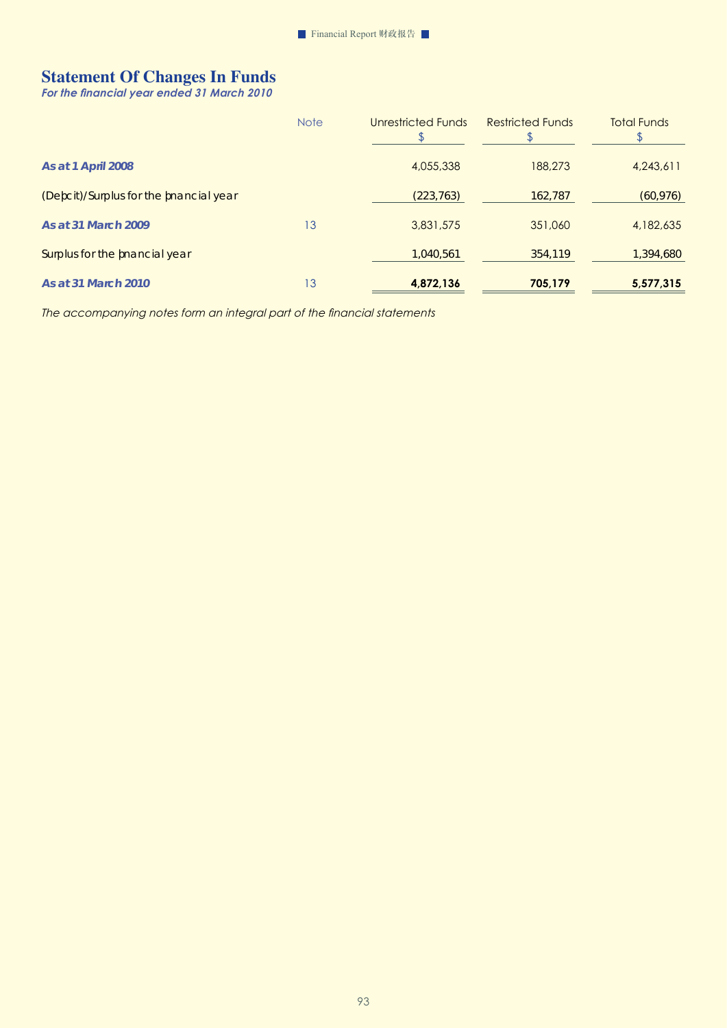# Statement Of Changes In Funds

*For the financial year ended 31 March 2010*

| | Note | Unrestricted Funds<br>$ | Restricted Funds<br>$ | Total Funds<br>$ |
|---|---|---|---|---|
| ***As at 1 April 2008*** | | 4,055,338 | 188,273 | 4,243,611 |
| (Deficit)/Surplus for the financial year | | (223,763) | 162,787 | (60,976) |
| ***As at 31 March 2009*** | 13 | 3,831,575 | 351,060 | 4,182,635 |
| Surplus for the financial year | | 1,040,561 | 354,119 | 1,394,680 |
| ***As at 31 March 2010*** | 13 | **4,872,136** | **705,179** | **5,577,315** |

*The accompanying notes form an integral part of the financial statements*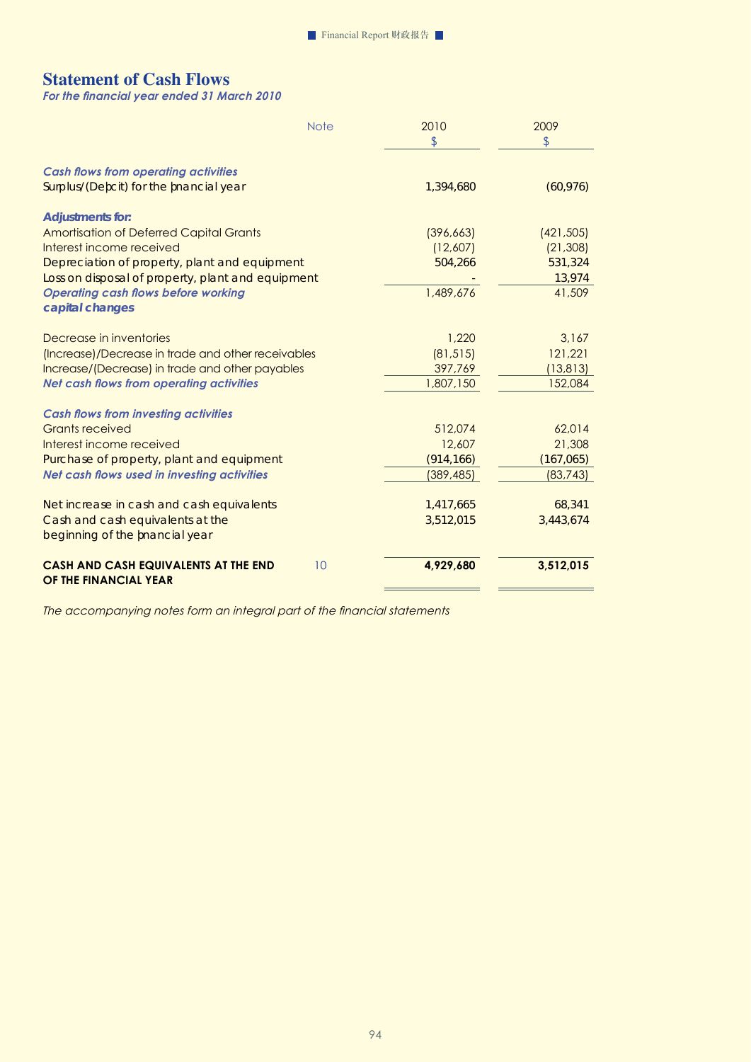## Statement of Cash Flows

*For the financial year ended 31 March 2010*

| | Note | 2010<br>$ | 2009<br>$ |
|---|---|---|---|
| ***Cash flows from operating activities*** | | | |
| Surplus/(Deficit) for the financial year | | 1,394,680 | (60,976) |
| ***Adjustments for:*** | | | |
| Amortisation of Deferred Capital Grants | | (396,663) | (421,505) |
| Interest income received | | (12,607) | (21,308) |
| Depreciation of property, plant and equipment | | 504,266 | 531,324 |
| Loss on disposal of property, plant and equipment | | - | 13,974 |
| ***Operating cash flows before working capital changes*** | | 1,489,676 | 41,509 |
| Decrease in inventories | | 1,220 | 3,167 |
| (Increase)/Decrease in trade and other receivables | | (81,515) | 121,221 |
| Increase/(Decrease) in trade and other payables | | 397,769 | (13,813) |
| ***Net cash flows from operating activities*** | | 1,807,150 | 152,084 |
| ***Cash flows from investing activities*** | | | |
| Grants received | | 512,074 | 62,014 |
| Interest income received | | 12,607 | 21,308 |
| Purchase of property, plant and equipment | | (914,166) | (167,065) |
| ***Net cash flows used in investing activities*** | | (389,485) | (83,743) |
| Net increase in cash and cash equivalents | | 1,417,665 | 68,341 |
| Cash and cash equivalents at the beginning of the financial year | | 3,512,015 | 3,443,674 |
| **CASH AND CASH EQUIVALENTS AT THE END OF THE FINANCIAL YEAR** | 10 | **4,929,680** | **3,512,015** |

*The accompanying notes form an integral part of the financial statements*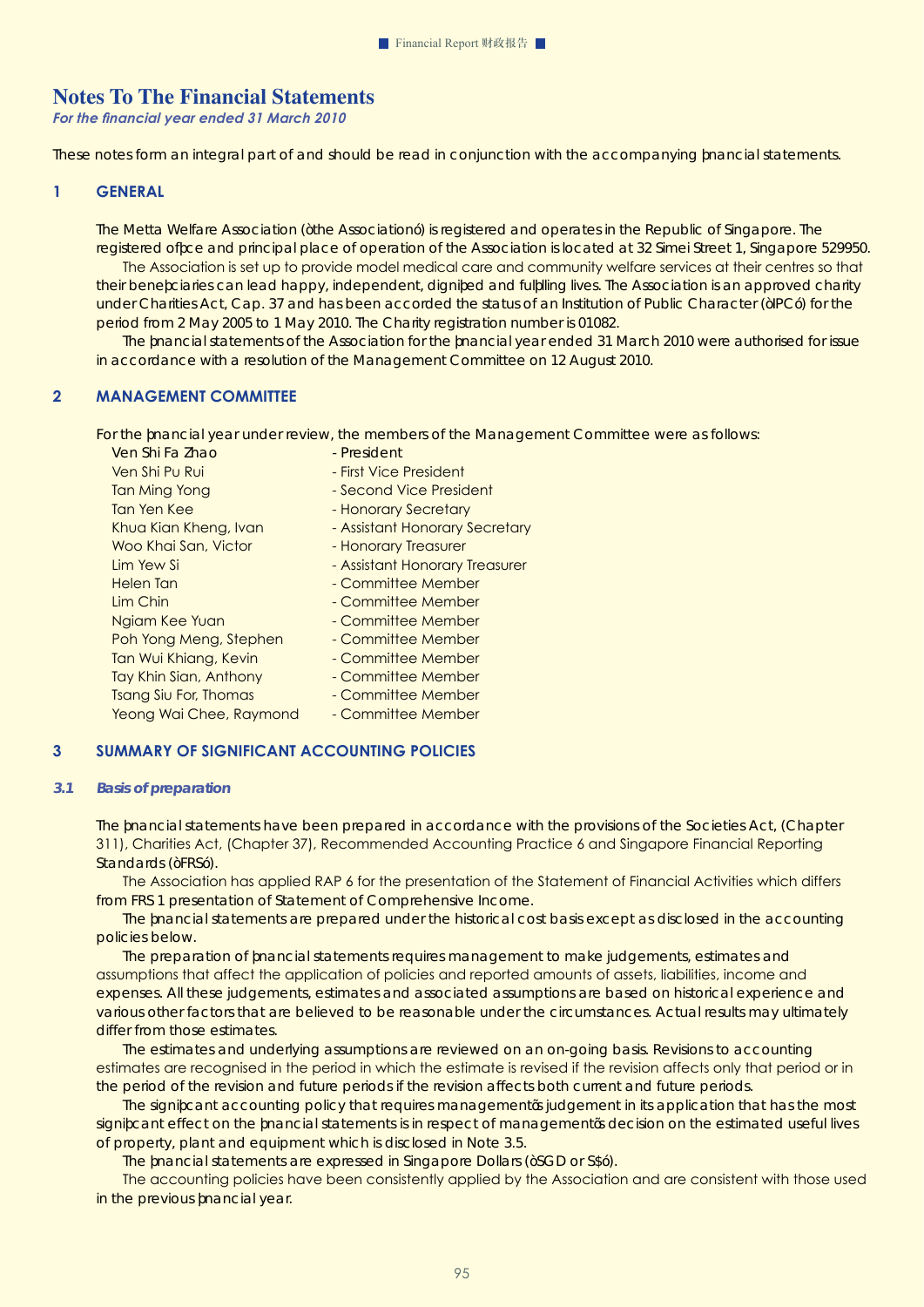# Notes To The Financial Statements

*For the financial year ended 31 March 2010*

These notes form an integral part of and should be read in conjunction with the accompanying financial statements.

## 1 GENERAL

The Metta Welfare Association ("the Association") is registered and operates in the Republic of Singapore. The registered office and principal place of operation of the Association is located at 32 Simei Street 1, Singapore 529950.

The Association is set up to provide model medical care and community welfare services at their centres so that their beneficiaries can lead happy, independent, dignified and fulfilling lives. The Association is an approved charity under Charities Act, Cap. 37 and has been accorded the status of an Institution of Public Character ("IPC") for the period from 2 May 2005 to 1 May 2010. The Charity registration number is 01082.

The financial statements of the Association for the financial year ended 31 March 2010 were authorised for issue in accordance with a resolution of the Management Committee on 12 August 2010.

## 2 MANAGEMENT COMMITTEE

For the financial year under review, the members of the Management Committee were as follows:

| | |
|---|---|
| Ven Shi Fa Zhao | - President |
| Ven Shi Pu Rui | - First Vice President |
| Tan Ming Yong | - Second Vice President |
| Tan Yen Kee | - Honorary Secretary |
| Khua Kian Kheng, Ivan | - Assistant Honorary Secretary |
| Woo Khai San, Victor | - Honorary Treasurer |
| Lim Yew Si | - Assistant Honorary Treasurer |
| Helen Tan | - Committee Member |
| Lim Chin | - Committee Member |
| Ngiam Kee Yuan | - Committee Member |
| Poh Yong Meng, Stephen | - Committee Member |
| Tan Wui Khiang, Kevin | - Committee Member |
| Tay Khin Sian, Anthony | - Committee Member |
| Tsang Siu For, Thomas | - Committee Member |
| Yeong Wai Chee, Raymond | - Committee Member |

## 3 SUMMARY OF SIGNIFICANT ACCOUNTING POLICIES

### 3.1 *Basis of preparation*

The financial statements have been prepared in accordance with the provisions of the Societies Act, (Chapter 311), Charities Act, (Chapter 37), Recommended Accounting Practice 6 and Singapore Financial Reporting Standards ("FRS").

The Association has applied RAP 6 for the presentation of the Statement of Financial Activities which differs from FRS 1 presentation of Statement of Comprehensive Income.

The financial statements are prepared under the historical cost basis except as disclosed in the accounting policies below.

The preparation of financial statements requires management to make judgements, estimates and assumptions that affect the application of policies and reported amounts of assets, liabilities, income and expenses. All these judgements, estimates and associated assumptions are based on historical experience and various other factors that are believed to be reasonable under the circumstances. Actual results may ultimately differ from those estimates.

The estimates and underlying assumptions are reviewed on an on-going basis. Revisions to accounting estimates are recognised in the period in which the estimate is revised if the revision affects only that period or in the period of the revision and future periods if the revision affects both current and future periods.

The significant accounting policy that requires management's judgement in its application that has the most significant effect on the financial statements is in respect of management's decision on the estimated useful lives of property, plant and equipment which is disclosed in Note 3.5.

The financial statements are expressed in Singapore Dollars ("SGD or S$").

The accounting policies have been consistently applied by the Association and are consistent with those used in the previous financial year.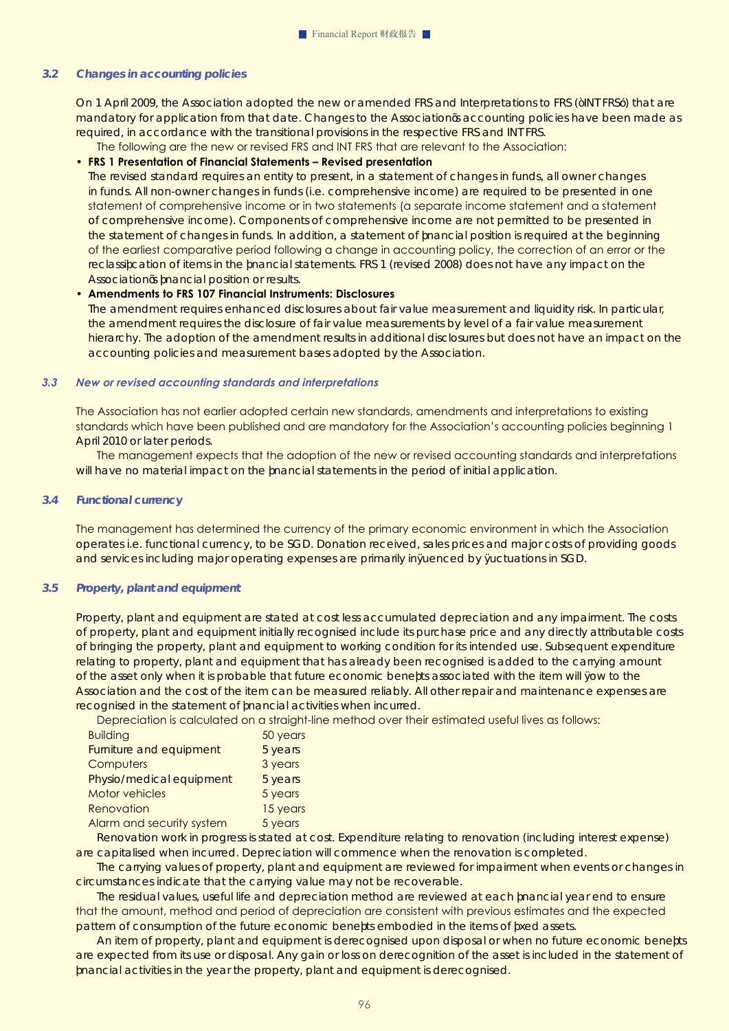### 3.2 *Changes in accounting policies*

On 1 April 2009, the Association adopted the new or amended FRS and Interpretations to FRS ("INT FRS") that are mandatory for application from that date. Changes to the Association's accounting policies have been made as required, in accordance with the transitional provisions in the respective FRS and INT FRS.

The following are the new or revised FRS and INT FRS that are relevant to the Association:

- **FRS 1 Presentation of Financial Statements – Revised presentation**
  The revised standard requires an entity to present, in a statement of changes in funds, all owner changes in funds. All non-owner changes in funds (i.e. comprehensive income) are required to be presented in one statement of comprehensive income or in two statements (a separate income statement and a statement of comprehensive income). Components of comprehensive income are not permitted to be presented in the statement of changes in funds. In addition, a statement of financial position is required at the beginning of the earliest comparative period following a change in accounting policy, the correction of an error or the reclassification of items in the financial statements. FRS 1 (revised 2008) does not have any impact on the Association's financial position or results.
- **Amendments to FRS 107 Financial Instruments: Disclosures**
  The amendment requires enhanced disclosures about fair value measurement and liquidity risk. In particular, the amendment requires the disclosure of fair value measurements by level of a fair value measurement hierarchy. The adoption of the amendment results in additional disclosures but does not have an impact on the accounting policies and measurement bases adopted by the Association.

### 3.3 *New or revised accounting standards and interpretations*

The Association has not earlier adopted certain new standards, amendments and interpretations to existing standards which have been published and are mandatory for the Association's accounting policies beginning 1 April 2010 or later periods.

The management expects that the adoption of the new or revised accounting standards and interpretations will have no material impact on the financial statements in the period of initial application.

### 3.4 *Functional currency*

The management has determined the currency of the primary economic environment in which the Association operates i.e. functional currency, to be SGD. Donation received, sales prices and major costs of providing goods and services including major operating expenses are primarily influenced by fluctuations in SGD.

### 3.5 *Property, plant and equipment*

Property, plant and equipment are stated at cost less accumulated depreciation and any impairment. The costs of property, plant and equipment initially recognised include its purchase price and any directly attributable costs of bringing the property, plant and equipment to working condition for its intended use. Subsequent expenditure relating to property, plant and equipment that has already been recognised is added to the carrying amount of the asset only when it is probable that future economic benefits associated with the item will flow to the Association and the cost of the item can be measured reliably. All other repair and maintenance expenses are recognised in the statement of financial activities when incurred.

Depreciation is calculated on a straight-line method over their estimated useful lives as follows:

| | |
|---|---|
| Building | 50 years |
| Furniture and equipment | 5 years |
| Computers | 3 years |
| Physio/medical equipment | 5 years |
| Motor vehicles | 5 years |
| Renovation | 15 years |
| Alarm and security system | 5 years |

Renovation work in progress is stated at cost. Expenditure relating to renovation (including interest expense) are capitalised when incurred. Depreciation will commence when the renovation is completed.

The carrying values of property, plant and equipment are reviewed for impairment when events or changes in circumstances indicate that the carrying value may not be recoverable.

The residual values, useful life and depreciation method are reviewed at each financial year end to ensure that the amount, method and period of depreciation are consistent with previous estimates and the expected pattern of consumption of the future economic benefits embodied in the items of fixed assets.

An item of property, plant and equipment is derecognised upon disposal or when no future economic benefits are expected from its use or disposal. Any gain or loss on derecognition of the asset is included in the statement of financial activities in the year the property, plant and equipment is derecognised.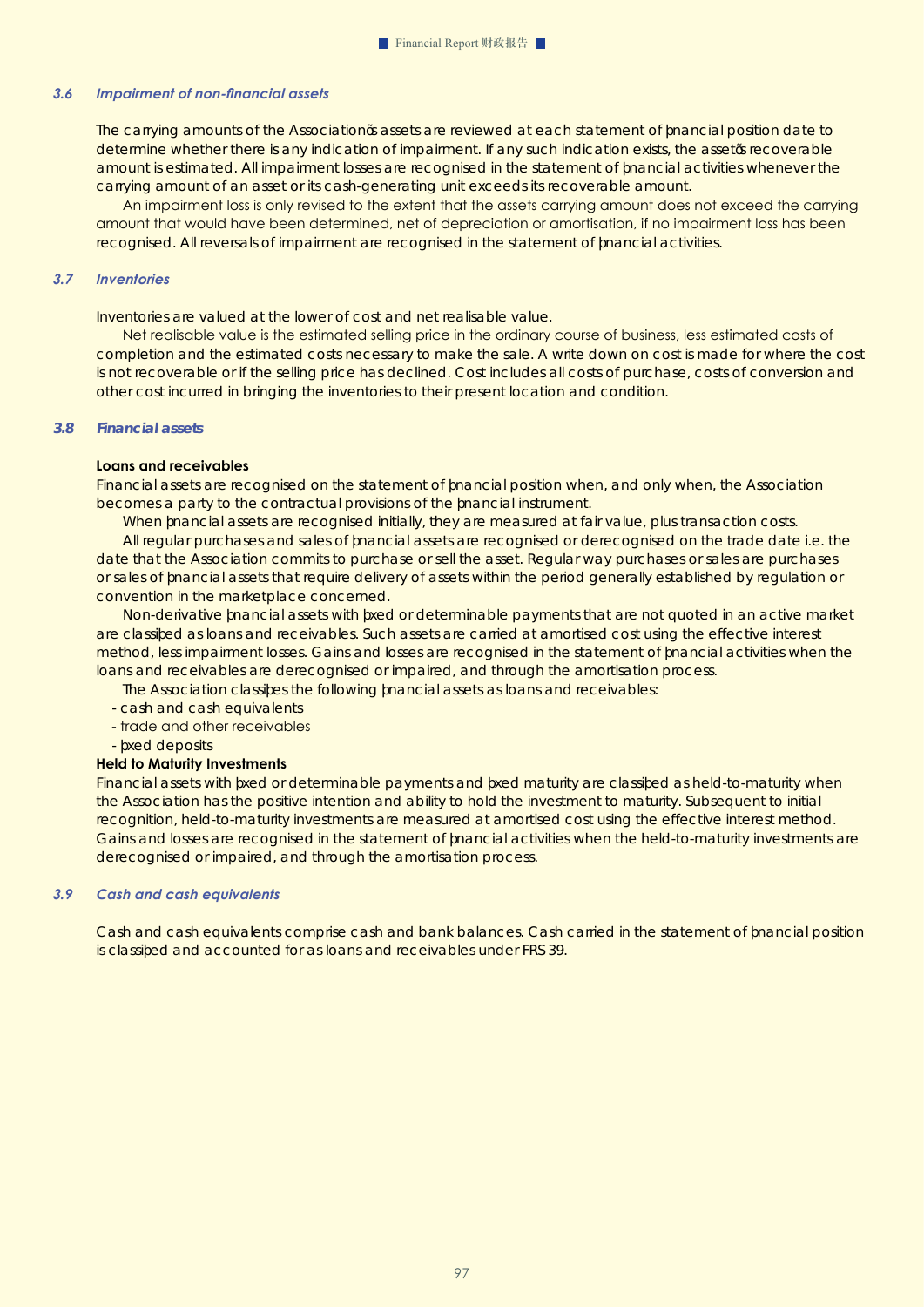### 3.6 *Impairment of non-financial assets*

The carrying amounts of the Associationõs assets are reviewed at each statement of þnancial position date to determine whether there is any indication of impairment. If any such indication exists, the assetõs recoverable amount is estimated. All impairment losses are recognised in the statement of þnancial activities whenever the carrying amount of an asset or its cash-generating unit exceeds its recoverable amount.

An impairment loss is only revised to the extent that the assets carrying amount does not exceed the carrying amount that would have been determined, net of depreciation or amortisation, if no impairment loss has been recognised. All reversals of impairment are recognised in the statement of þnancial activities.

### 3.7 *Inventories*

Inventories are valued at the lower of cost and net realisable value.

Net realisable value is the estimated selling price in the ordinary course of business, less estimated costs of completion and the estimated costs necessary to make the sale. A write down on cost is made for where the cost is not recoverable or if the selling price has declined. Cost includes all costs of purchase, costs of conversion and other cost incurred in bringing the inventories to their present location and condition.

### 3.8 *Financial assets*

**Loans and receivables**

Financial assets are recognised on the statement of þnancial position when, and only when, the Association becomes a party to the contractual provisions of the þnancial instrument.

When þnancial assets are recognised initially, they are measured at fair value, plus transaction costs.

All regular purchases and sales of þnancial assets are recognised or derecognised on the trade date i.e. the date that the Association commits to purchase or sell the asset. Regular way purchases or sales are purchases or sales of þnancial assets that require delivery of assets within the period generally established by regulation or convention in the marketplace concerned.

Non-derivative þnancial assets with þxed or determinable payments that are not quoted in an active market are classiþed as loans and receivables. Such assets are carried at amortised cost using the effective interest method, less impairment losses. Gains and losses are recognised in the statement of þnancial activities when the loans and receivables are derecognised or impaired, and through the amortisation process.

The Association classiþes the following þnancial assets as loans and receivables:

- cash and cash equivalents
- trade and other receivables
- þxed deposits

**Held to Maturity Investments**

Financial assets with þxed or determinable payments and þxed maturity are classiþed as held-to-maturity when the Association has the positive intention and ability to hold the investment to maturity. Subsequent to initial recognition, held-to-maturity investments are measured at amortised cost using the effective interest method. Gains and losses are recognised in the statement of þnancial activities when the held-to-maturity investments are derecognised or impaired, and through the amortisation process.

### 3.9 *Cash and cash equivalents*

Cash and cash equivalents comprise cash and bank balances. Cash carried in the statement of þnancial position is classiþed and accounted for as loans and receivables under FRS 39.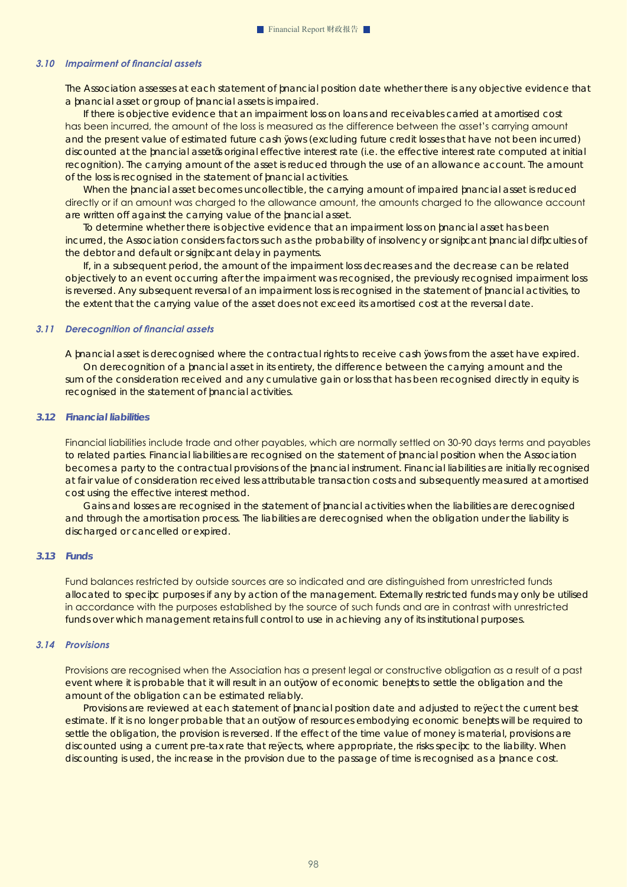### 3.10 *Impairment of financial assets*

The Association assesses at each statement of þnancial position date whether there is any objective evidence that a þnancial asset or group of þnancial assets is impaired.

If there is objective evidence that an impairment loss on loans and receivables carried at amortised cost has been incurred, the amount of the loss is measured as the difference between the asset's carrying amount and the present value of estimated future cash ÿows (excluding future credit losses that have not been incurred) discounted at the þnancial assetõs original effective interest rate (i.e. the effective interest rate computed at initial recognition). The carrying amount of the asset is reduced through the use of an allowance account. The amount of the loss is recognised in the statement of þnancial activities.

When the þnancial asset becomes uncollectible, the carrying amount of impaired þnancial asset is reduced directly or if an amount was charged to the allowance amount, the amounts charged to the allowance account are written off against the carrying value of the þnancial asset.

To determine whether there is objective evidence that an impairment loss on þnancial asset has been incurred, the Association considers factors such as the probability of insolvency or signiþcant þnancial difþculties of the debtor and default or signiþcant delay in payments.

If, in a subsequent period, the amount of the impairment loss decreases and the decrease can be related objectively to an event occurring after the impairment was recognised, the previously recognised impairment loss is reversed. Any subsequent reversal of an impairment loss is recognised in the statement of þnancial activities, to the extent that the carrying value of the asset does not exceed its amortised cost at the reversal date.

### 3.11 *Derecognition of financial assets*

A þnancial asset is derecognised where the contractual rights to receive cash ÿows from the asset have expired.

On derecognition of a þnancial asset in its entirety, the difference between the carrying amount and the sum of the consideration received and any cumulative gain or loss that has been recognised directly in equity is recognised in the statement of þnancial activities.

### 3.12 *Financial liabilities*

Financial liabilities include trade and other payables, which are normally settled on 30-90 days terms and payables to related parties. Financial liabilities are recognised on the statement of þnancial position when the Association becomes a party to the contractual provisions of the þnancial instrument. Financial liabilities are initially recognised at fair value of consideration received less attributable transaction costs and subsequently measured at amortised cost using the effective interest method.

Gains and losses are recognised in the statement of þnancial activities when the liabilities are derecognised and through the amortisation process. The liabilities are derecognised when the obligation under the liability is discharged or cancelled or expired.

### 3.13 *Funds*

Fund balances restricted by outside sources are so indicated and are distinguished from unrestricted funds allocated to speciþc purposes if any by action of the management. Externally restricted funds may only be utilised in accordance with the purposes established by the source of such funds and are in contrast with unrestricted funds over which management retains full control to use in achieving any of its institutional purposes.

### 3.14 *Provisions*

Provisions are recognised when the Association has a present legal or constructive obligation as a result of a past event where it is probable that it will result in an outÿow of economic beneþts to settle the obligation and the amount of the obligation can be estimated reliably.

Provisions are reviewed at each statement of þnancial position date and adjusted to reÿect the current best estimate. If it is no longer probable that an outÿow of resources embodying economic beneþts will be required to settle the obligation, the provision is reversed. If the effect of the time value of money is material, provisions are discounted using a current pre-tax rate that reÿects, where appropriate, the risks speciþc to the liability. When discounting is used, the increase in the provision due to the passage of time is recognised as a þnance cost.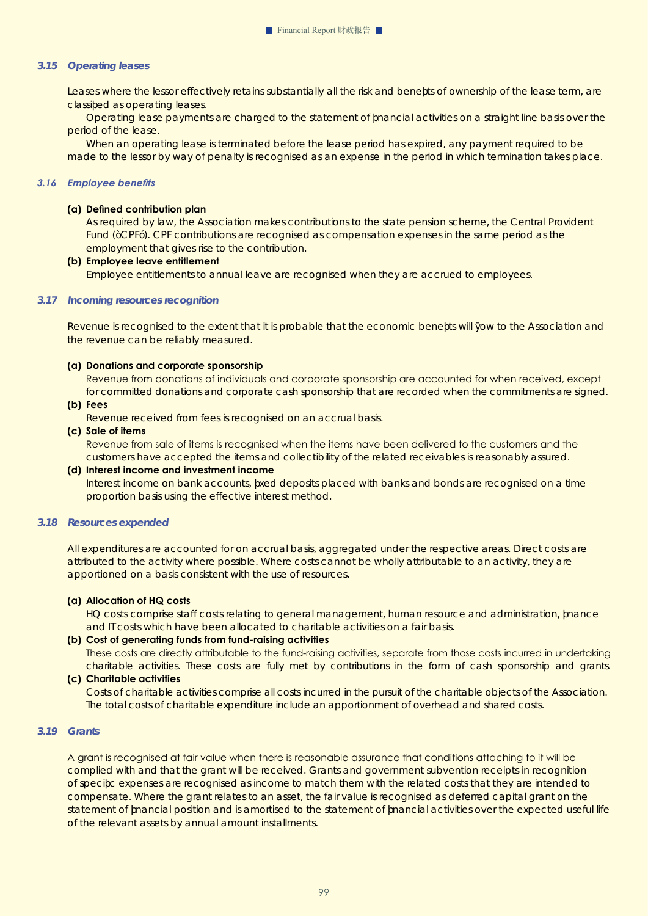### 3.15 Operating leases

Leases where the lessor effectively retains substantially all the risk and beneþts of ownership of the lease term, are classiþed as operating leases.

Operating lease payments are charged to the statement of þnancial activities on a straight line basis over the period of the lease.

When an operating lease is terminated before the lease period has expired, any payment required to be made to the lessor by way of penalty is recognised as an expense in the period in which termination takes place.

### 3.16 Employee benefits

**(a) Defined contribution plan**

As required by law, the Association makes contributions to the state pension scheme, the Central Provident Fund (òCPFó). CPF contributions are recognised as compensation expenses in the same period as the employment that gives rise to the contribution.

**(b) Employee leave entitlement**

Employee entitlements to annual leave are recognised when they are accrued to employees.

### 3.17 Incoming resources recognition

Revenue is recognised to the extent that it is probable that the economic beneþts will ÿow to the Association and the revenue can be reliably measured.

**(a) Donations and corporate sponsorship**

Revenue from donations of individuals and corporate sponsorship are accounted for when received, except for committed donations and corporate cash sponsorship that are recorded when the commitments are signed.

**(b) Fees**

Revenue received from fees is recognised on an accrual basis.

**(c) Sale of items**

Revenue from sale of items is recognised when the items have been delivered to the customers and the customers have accepted the items and collectibility of the related receivables is reasonably assured.

**(d) Interest income and investment income**

Interest income on bank accounts, þxed deposits placed with banks and bonds are recognised on a time proportion basis using the effective interest method.

### 3.18 Resources expended

All expenditures are accounted for on accrual basis, aggregated under the respective areas. Direct costs are attributed to the activity where possible. Where costs cannot be wholly attributable to an activity, they are apportioned on a basis consistent with the use of resources.

**(a) Allocation of HQ costs**

HQ costs comprise staff costs relating to general management, human resource and administration, þnance and IT costs which have been allocated to charitable activities on a fair basis.

**(b) Cost of generating funds from fund-raising activities**

These costs are directly attributable to the fund-raising activities, separate from those costs incurred in undertaking charitable activities. These costs are fully met by contributions in the form of cash sponsorship and grants.

**(c) Charitable activities**

Costs of charitable activities comprise all costs incurred in the pursuit of the charitable objects of the Association. The total costs of charitable expenditure include an apportionment of overhead and shared costs.

### 3.19 Grants

A grant is recognised at fair value when there is reasonable assurance that conditions attaching to it will be complied with and that the grant will be received. Grants and government subvention receipts in recognition of speciþc expenses are recognised as income to match them with the related costs that they are intended to compensate. Where the grant relates to an asset, the fair value is recognised as deferred capital grant on the statement of þnancial position and is amortised to the statement of þnancial activities over the expected useful life of the relevant assets by annual amount installments.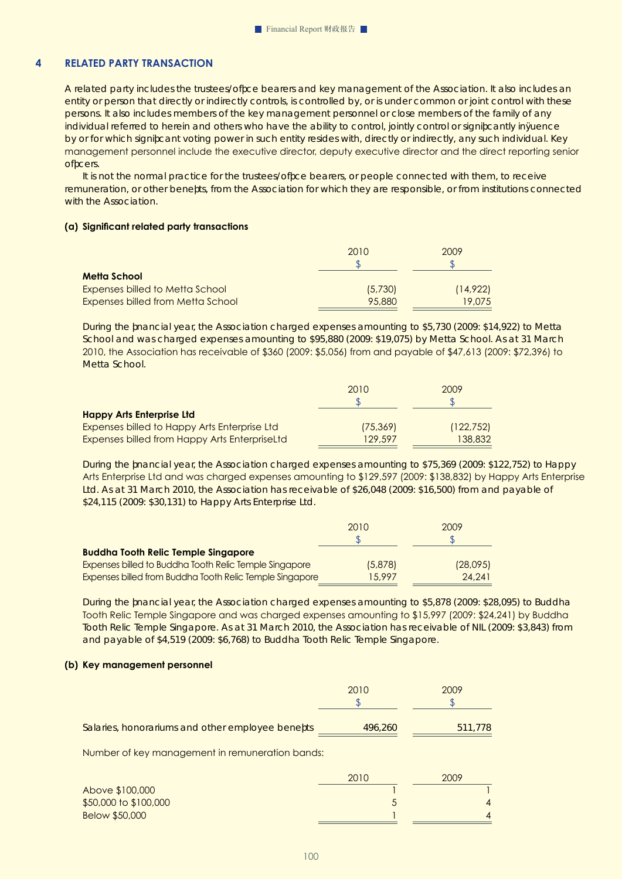## 4 RELATED PARTY TRANSACTION

A related party includes the trustees/office bearers and key management of the Association. It also includes an entity or person that directly or indirectly controls, is controlled by, or is under common or joint control with these persons. It also includes members of the key management personnel or close members of the family of any individual referred to herein and others who have the ability to control, jointly control or significantly influence by or for which significant voting power in such entity resides with, directly or indirectly, any such individual. Key management personnel include the executive director, deputy executive director and the direct reporting senior officers.

It is not the normal practice for the trustees/office bearers, or people connected with them, to receive remuneration, or other benefits, from the Association for which they are responsible, or from institutions connected with the Association.

### (a) Significant related party transactions

| | 2010 | 2009 |
|---|---|---|
| | $ | $ |
| **Metta School** | | |
| Expenses billed to Metta School | (5,730) | (14,922) |
| Expenses billed from Metta School | 95,880 | 19,075 |

During the financial year, the Association charged expenses amounting to $5,730 (2009: $14,922) to Metta School and was charged expenses amounting to $95,880 (2009: $19,075) by Metta School. As at 31 March 2010, the Association has receivable of $360 (2009: $5,056) from and payable of $47,613 (2009: $72,396) to Metta School.

| | 2010 | 2009 |
|---|---|---|
| | $ | $ |
| **Happy Arts Enterprise Ltd** | | |
| Expenses billed to Happy Arts Enterprise Ltd | (75,369) | (122,752) |
| Expenses billed from Happy Arts EnterpriseLtd | 129,597 | 138,832 |

During the financial year, the Association charged expenses amounting to $75,369 (2009: $122,752) to Happy Arts Enterprise Ltd and was charged expenses amounting to $129,597 (2009: $138,832) by Happy Arts Enterprise Ltd. As at 31 March 2010, the Association has receivable of $26,048 (2009: $16,500) from and payable of $24,115 (2009: $30,131) to Happy Arts Enterprise Ltd.

| | 2010 | 2009 |
|---|---|---|
| | $ | $ |
| **Buddha Tooth Relic Temple Singapore** | | |
| Expenses billed to Buddha Tooth Relic Temple Singapore | (5,878) | (28,095) |
| Expenses billed from Buddha Tooth Relic Temple Singapore | 15,997 | 24,241 |

During the financial year, the Association charged expenses amounting to $5,878 (2009: $28,095) to Buddha Tooth Relic Temple Singapore and was charged expenses amounting to $15,997 (2009: $24,241) by Buddha Tooth Relic Temple Singapore. As at 31 March 2010, the Association has receivable of NIL (2009: $3,843) from and payable of $4,519 (2009: $6,768) to Buddha Tooth Relic Temple Singapore.

### (b) Key management personnel

| | 2010 | 2009 |
|---|---|---|
| | $ | $ |
| Salaries, honorariums and other employee benefits | 496,260 | 511,778 |

Number of key management in remuneration bands:

| | 2010 | 2009 |
|---|---|---|
| Above $100,000 | 1 | 1 |
| $50,000 to $100,000 | 5 | 4 |
| Below $50,000 | 1 | 4 |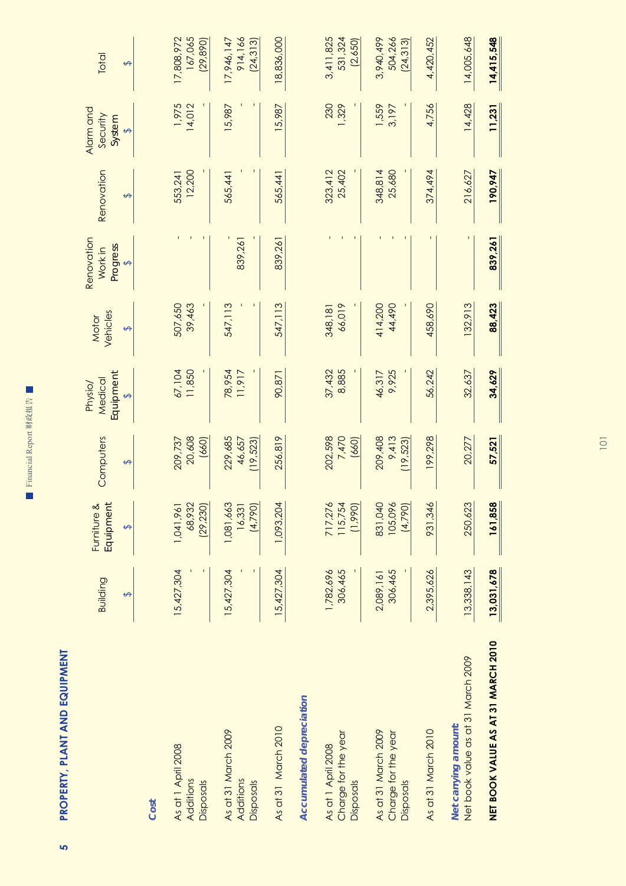## 5 PROPERTY, PLANT AND EQUIPMENT

| | Building | Furniture & Equipment | Computers | Physio/ Medical Equipment | Motor Vehicles | Renovation Work in Progress | Renovation | Alarm and Security System | Total |
|---|---|---|---|---|---|---|---|---|---|
| | $ | $ | $ | $ | $ | $ | $ | $ | $ |
| **Cost** | | | | | | | | | |
| As at 1 April 2008 | 15,427,304 | 1,041,961 | 209,737 | 67,104 | 507,650 | - | 553,241 | 1,975 | 17,808,972 |
| Additions | - | 68,932 | 20,608 | 11,850 | 39,463 | - | 12,200 | 14,012 | 167,065 |
| Disposals | - | (29,230) | (660) | - | - | - | - | - | (29,890) |
| As at 31 March 2009 | 15,427,304 | 1,081,663 | 229,685 | 78,954 | 547,113 | - | 565,441 | 15,987 | 17,946,147 |
| Additions | - | 16,331 | 46,657 | 11,917 | - | 839,261 | - | - | 914,166 |
| Disposals | - | (4,790) | (19,523) | - | - | - | - | - | (24,313) |
| As at 31 March 2010 | 15,427,304 | 1,093,204 | 256,819 | 90,871 | 547,113 | 839,261 | 565,441 | 15,987 | 18,836,000 |
| **Accumulated depreciation** | | | | | | | | | |
| As at 1 April 2008 | 1,782,696 | 717,276 | 202,598 | 37,432 | 348,181 | - | 323,412 | 230 | 3,411,825 |
| Charge for the year | 306,465 | 115,754 | 7,470 | 8,885 | 66,019 | - | 25,402 | 1,329 | 531,324 |
| Disposals | - | (1,990) | (660) | - | - | - | - | - | (2,650) |
| As at 31 March 2009 | 2,089,161 | 831,040 | 209,408 | 46,317 | 414,200 | - | 348,814 | 1,559 | 3,940,499 |
| Charge for the year | 306,465 | 105,096 | 9,413 | 9,925 | 44,490 | - | 25,680 | 3,197 | 504,266 |
| Disposals | - | (4,790) | (19,523) | - | - | - | - | - | (24,313) |
| As at 31 March 2010 | 2,395,626 | 931,346 | 199,298 | 56,242 | 458,690 | - | 374,494 | 4,756 | 4,420,452 |
| ***Net carrying amount*** | | | | | | | | | |
| Net book value as at 31 March 2009 | 13,338,143 | 250,623 | 20,277 | 32,637 | 132,913 | - | 216,627 | 14,428 | 14,005,648 |
| **NET BOOK VALUE AS AT 31 MARCH 2010** | **13,031,678** | **161,858** | **57,521** | **34,629** | **88,423** | **839,261** | **190,947** | **11,231** | **14,415,548** |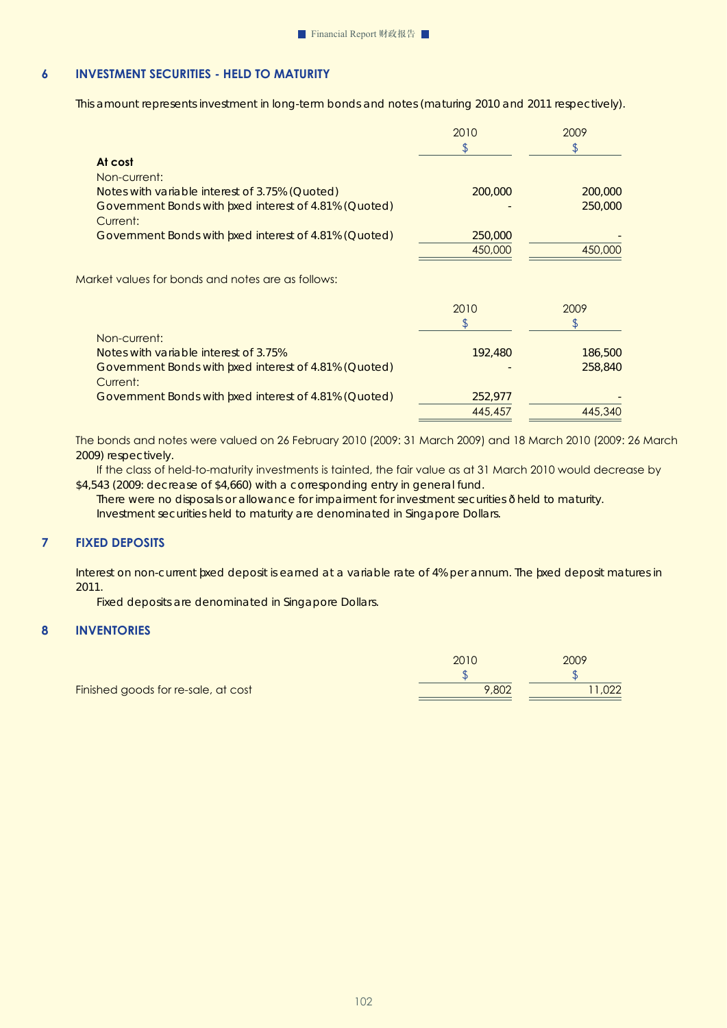## 6 INVESTMENT SECURITIES - HELD TO MATURITY

This amount represents investment in long-term bonds and notes (maturing 2010 and 2011 respectively).

| | 2010 | 2009 |
|---|---|---|
| | $ | $ |
| **At cost** | | |
| Non-current: | | |
| Notes with variable interest of 3.75% (Quoted) | 200,000 | 200,000 |
| Government Bonds with þxed interest of 4.81% (Quoted) | - | 250,000 |
| Current: | | |
| Government Bonds with þxed interest of 4.81% (Quoted) | 250,000 | - |
| | 450,000 | 450,000 |

Market values for bonds and notes are as follows:

| | 2010 | 2009 |
|---|---|---|
| | $ | $ |
| Non-current: | | |
| Notes with variable interest of 3.75% | 192,480 | 186,500 |
| Government Bonds with þxed interest of 4.81% (Quoted) | - | 258,840 |
| Current: | | |
| Government Bonds with þxed interest of 4.81% (Quoted) | 252,977 | - |
| | 445,457 | 445,340 |

The bonds and notes were valued on 26 February 2010 (2009: 31 March 2009) and 18 March 2010 (2009: 26 March 2009) respectively.

If the class of held-to-maturity investments is tainted, the fair value as at 31 March 2010 would decrease by $4,543 (2009: decrease of $4,660) with a corresponding entry in general fund.

There were no disposals or allowance for impairment for investment securities ð held to maturity.

Investment securities held to maturity are denominated in Singapore Dollars.

## 7 FIXED DEPOSITS

Interest on non-current þxed deposit is earned at a variable rate of 4% per annum. The þxed deposit matures in 2011.

Fixed deposits are denominated in Singapore Dollars.

## 8 INVENTORIES

| | 2010 | 2009 |
|---|---|---|
| | $ | $ |
| Finished goods for re-sale, at cost | 9,802 | 11,022 |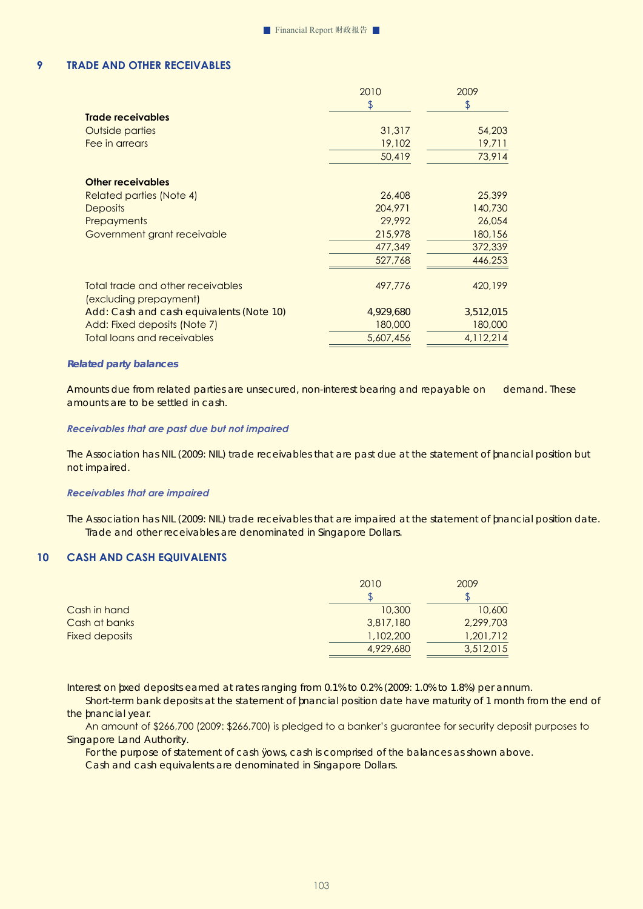## 9 TRADE AND OTHER RECEIVABLES

| | 2010 | 2009 |
|---|---|---|
| | $ | $ |
| **Trade receivables** | | |
| Outside parties | 31,317 | 54,203 |
| Fee in arrears | 19,102 | 19,711 |
| | 50,419 | 73,914 |
| **Other receivables** | | |
| Related parties (Note 4) | 26,408 | 25,399 |
| Deposits | 204,971 | 140,730 |
| Prepayments | 29,992 | 26,054 |
| Government grant receivable | 215,978 | 180,156 |
| | 477,349 | 372,339 |
| | 527,768 | 446,253 |
| Total trade and other receivables (excluding prepayment) | 497,776 | 420,199 |
| Add: Cash and cash equivalents (Note 10) | 4,929,680 | 3,512,015 |
| Add: Fixed deposits (Note 7) | 180,000 | 180,000 |
| Total loans and receivables | 5,607,456 | 4,112,214 |

***Related party balances***

Amounts due from related parties are unsecured, non-interest bearing and repayable on demand. These amounts are to be settled in cash.

***Receivables that are past due but not impaired***

The Association has NIL (2009: NIL) trade receivables that are past due at the statement of financial position but not impaired.

***Receivables that are impaired***

The Association has NIL (2009: NIL) trade receivables that are impaired at the statement of financial position date.

Trade and other receivables are denominated in Singapore Dollars.

## 10 CASH AND CASH EQUIVALENTS

| | 2010 | 2009 |
|---|---|---|
| | $ | $ |
| Cash in hand | 10,300 | 10,600 |
| Cash at banks | 3,817,180 | 2,299,703 |
| Fixed deposits | 1,102,200 | 1,201,712 |
| | 4,929,680 | 3,512,015 |

Interest on fixed deposits earned at rates ranging from 0.1% to 0.2% (2009: 1.0% to 1.8%) per annum.

Short-term bank deposits at the statement of financial position date have maturity of 1 month from the end of the financial year.

An amount of $266,700 (2009: $266,700) is pledged to a banker's guarantee for security deposit purposes to Singapore Land Authority.

For the purpose of statement of cash flows, cash is comprised of the balances as shown above.

Cash and cash equivalents are denominated in Singapore Dollars.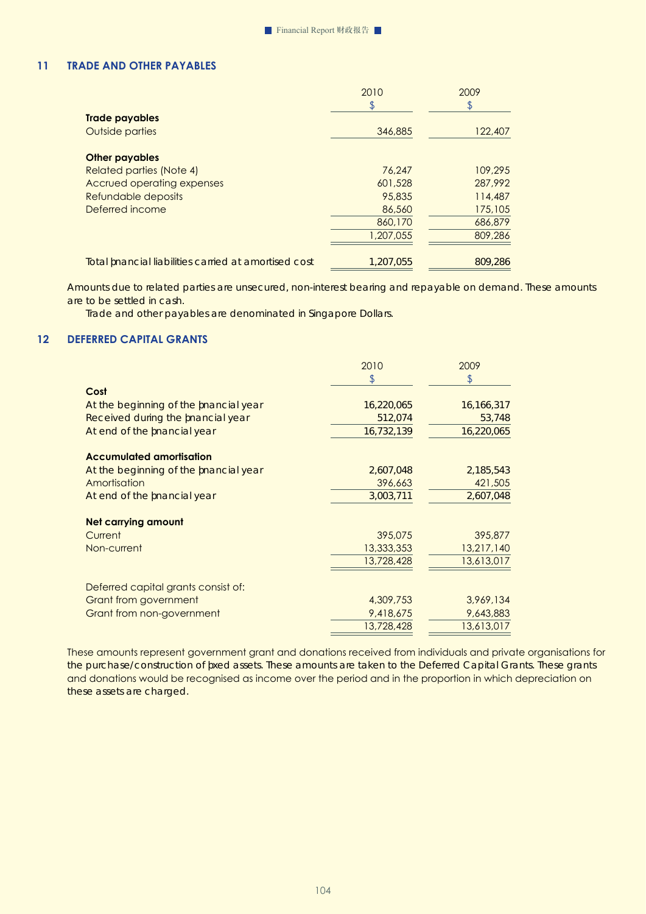## 11 TRADE AND OTHER PAYABLES

| | 2010 | 2009 |
|---|---|---|
| | $ | $ |
| **Trade payables** | | |
| Outside parties | 346,885 | 122,407 |
| | | |
| **Other payables** | | |
| Related parties (Note 4) | 76,247 | 109,295 |
| Accrued operating expenses | 601,528 | 287,992 |
| Refundable deposits | 95,835 | 114,487 |
| Deferred income | 86,560 | 175,105 |
| | 860,170 | 686,879 |
| | 1,207,055 | 809,286 |
| | | |
| Total financial liabilities carried at amortised cost | 1,207,055 | 809,286 |

Amounts due to related parties are unsecured, non-interest bearing and repayable on demand. These amounts are to be settled in cash.

Trade and other payables are denominated in Singapore Dollars.

## 12 DEFERRED CAPITAL GRANTS

| | 2010 | 2009 |
|---|---|---|
| | $ | $ |
| **Cost** | | |
| At the beginning of the financial year | 16,220,065 | 16,166,317 |
| Received during the financial year | 512,074 | 53,748 |
| At end of the financial year | 16,732,139 | 16,220,065 |
| | | |
| **Accumulated amortisation** | | |
| At the beginning of the financial year | 2,607,048 | 2,185,543 |
| Amortisation | 396,663 | 421,505 |
| At end of the financial year | 3,003,711 | 2,607,048 |
| | | |
| **Net carrying amount** | | |
| Current | 395,075 | 395,877 |
| Non-current | 13,333,353 | 13,217,140 |
| | 13,728,428 | 13,613,017 |
| | | |
| Deferred capital grants consist of: | | |
| Grant from government | 4,309,753 | 3,969,134 |
| Grant from non-government | 9,418,675 | 9,643,883 |
| | 13,728,428 | 13,613,017 |

These amounts represent government grant and donations received from individuals and private organisations for the purchase/construction of fixed assets. These amounts are taken to the Deferred Capital Grants. These grants and donations would be recognised as income over the period and in the proportion in which depreciation on these assets are charged.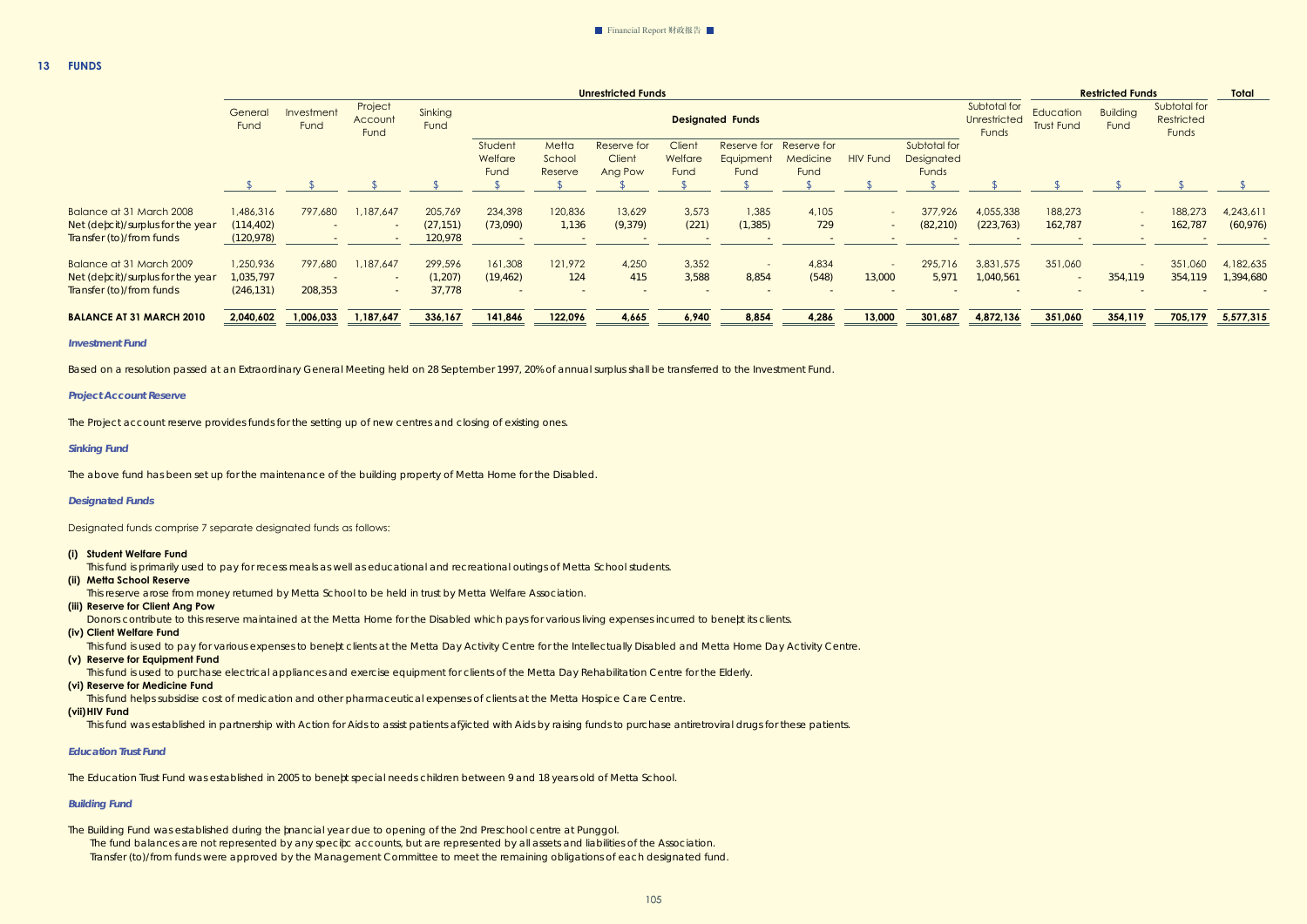## 13 FUNDS

| | Unrestricted Funds | | | | | | | | | | | | | Restricted Funds | | | Total |
|---|---|---|---|---|---|---|---|---|---|---|---|---|---|---|---|---|---|
| | General Fund | Investment Fund | Project Account Fund | Sinking Fund | Designated Funds | | | | | | | | Subtotal for Unrestricted Funds | Education Trust Fund | Building Fund | Subtotal for Restricted Funds | |
| | | | | | Student Welfare Fund | Metta School Reserve | Reserve for Client Ang Pow | Client Welfare Fund | Reserve for Equipment Fund | Reserve for Medicine Fund | HIV Fund | Subtotal for Designated Funds | | | | | |
| | $ | $ | $ | $ | $ | $ | $ | $ | $ | $ | $ | $ | $ | $ | $ | $ | $ |
| Balance at 31 March 2008 | 1,486,316 | 797,680 | 1,187,647 | 205,769 | 234,398 | 120,836 | 13,629 | 3,573 | 1,385 | 4,105 | - | 377,926 | 4,055,338 | 188,273 | - | 188,273 | 4,243,611 |
| Net (deficit)/surplus for the year | (114,402) | - | - | (27,151) | (73,090) | 1,136 | (9,379) | (221) | (1,385) | 729 | - | (82,210) | (223,763) | 162,787 | - | 162,787 | (60,976) |
| Transfer (to)/from funds | (120,978) | - | - | 120,978 | - | - | - | - | - | - | - | - | - | - | - | - | - |
| Balance at 31 March 2009 | 1,250,936 | 797,680 | 1,187,647 | 299,596 | 161,308 | 121,972 | 4,250 | 3,352 | - | 4,834 | - | 295,716 | 3,831,575 | 351,060 | - | 351,060 | 4,182,635 |
| Net (deficit)/surplus for the year | 1,035,797 | - | - | (1,207) | (19,462) | 124 | 415 | 3,588 | 8,854 | (548) | 13,000 | 5,971 | 1,040,561 | - | 354,119 | 354,119 | 1,394,680 |
| Transfer (to)/from funds | (246,131) | 208,353 | - | 37,778 | - | - | - | - | - | - | - | - | - | - | - | - | - |
| **BALANCE AT 31 MARCH 2010** | **2,040,602** | **1,006,033** | **1,187,647** | **336,167** | **141,846** | **122,096** | **4,665** | **6,940** | **8,854** | **4,286** | **13,000** | **301,687** | **4,872,136** | **351,060** | **354,119** | **705,179** | **5,577,315** |

### *Investment Fund*

Based on a resolution passed at an Extraordinary General Meeting held on 28 September 1997, 20% of annual surplus shall be transferred to the Investment Fund.

### *Project Account Reserve*

The Project account reserve provides funds for the setting up of new centres and closing of existing ones.

### *Sinking Fund*

The above fund has been set up for the maintenance of the building property of Metta Home for the Disabled.

### *Designated Funds*

Designated funds comprise 7 separate designated funds as follows:

**(i) Student Welfare Fund**
This fund is primarily used to pay for recess meals as well as educational and recreational outings of Metta School students.

**(ii) Metta School Reserve**
This reserve arose from money returned by Metta School to be held in trust by Metta Welfare Association.

**(iii) Reserve for Client Ang Pow**
Donors contribute to this reserve maintained at the Metta Home for the Disabled which pays for various living expenses incurred to benefit its clients.

**(iv) Client Welfare Fund**
This fund is used to pay for various expenses to benefit clients at the Metta Day Activity Centre for the Intellectually Disabled and Metta Home Day Activity Centre.

**(v) Reserve for Equipment Fund**
This fund is used to purchase electrical appliances and exercise equipment for clients of the Metta Day Rehabilitation Centre for the Elderly.

**(vi) Reserve for Medicine Fund**
This fund helps subsidise cost of medication and other pharmaceutical expenses of clients at the Metta Hospice Care Centre.

**(vii) HIV Fund**
This fund was established in partnership with Action for Aids to assist patients afflicted with Aids by raising funds to purchase antiretroviral drugs for these patients.

### *Education Trust Fund*

The Education Trust Fund was established in 2005 to benefit special needs children between 9 and 18 years old of Metta School.

### *Building Fund*

The Building Fund was established during the financial year due to opening of the 2nd Preschool centre at Punggol.

The fund balances are not represented by any specific accounts, but are represented by all assets and liabilities of the Association.

Transfer (to)/from funds were approved by the Management Committee to meet the remaining obligations of each designated fund.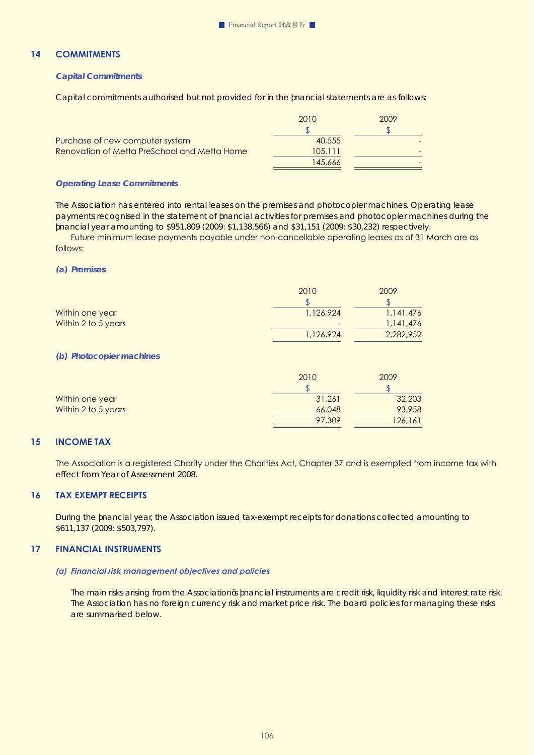## 14 COMMITMENTS

### *Capital Commitments*

Capital commitments authorised but not provided for in the financial statements are as follows:

| | 2010 | 2009 |
|---|---|---|
| | $ | $ |
| Purchase of new computer system | 40,555 | - |
| Renovation of Metta PreSchool and Metta Home | 105,111 | - |
| | 145,666 | - |

### *Operating Lease Commitments*

The Association has entered into rental leases on the premises and photocopier machines. Operating lease payments recognised in the statement of financial activities for premises and photocopier machines during the financial year amounting to $951,809 (2009: $1,138,566) and $31,151 (2009: $30,232) respectively.

Future minimum lease payments payable under non-cancellable operating leases as of 31 March are as follows:

#### *(a) Premises*

| | 2010 | 2009 |
|---|---|---|
| | $ | $ |
| Within one year | 1,126,924 | 1,141,476 |
| Within 2 to 5 years | - | 1,141,476 |
| | 1,126,924 | 2,282,952 |

#### *(b) Photocopier machines*

| | 2010 | 2009 |
|---|---|---|
| | $ | $ |
| Within one year | 31,261 | 32,203 |
| Within 2 to 5 years | 66,048 | 93,958 |
| | 97,309 | 126,161 |

## 15 INCOME TAX

The Association is a registered Charity under the Charities Act, Chapter 37 and is exempted from income tax with effect from Year of Assessment 2008.

## 16 TAX EXEMPT RECEIPTS

During the financial year, the Association issued tax-exempt receipts for donations collected amounting to $611,137 (2009: $503,797).

## 17 FINANCIAL INSTRUMENTS

### *(a) Financial risk management objectives and policies*

The main risks arising from the Association's financial instruments are credit risk, liquidity risk and interest rate risk. The Association has no foreign currency risk and market price risk. The board policies for managing these risks are summarised below.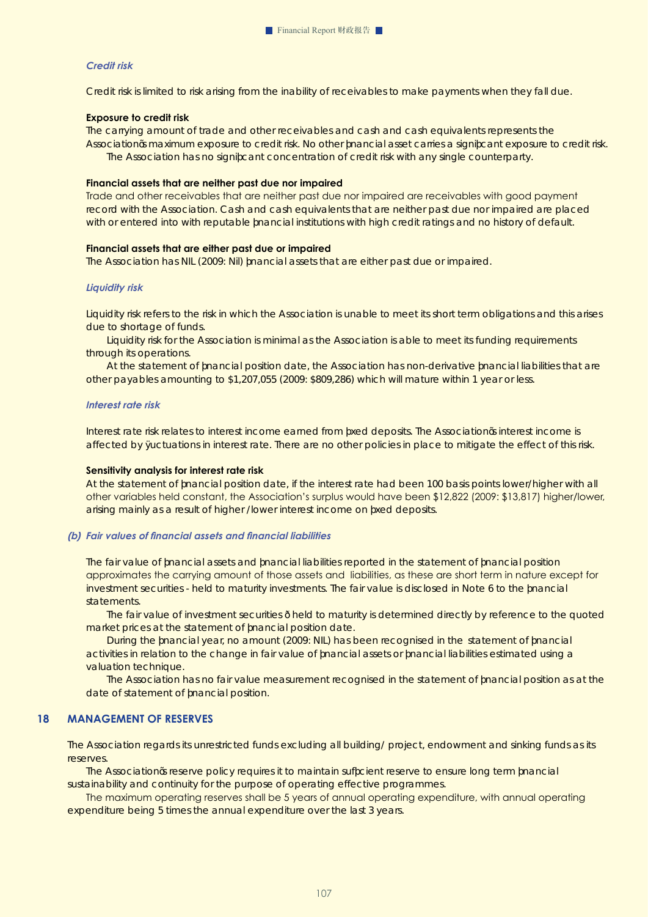*Credit risk*

Credit risk is limited to risk arising from the inability of receivables to make payments when they fall due.

**Exposure to credit risk**

The carrying amount of trade and other receivables and cash and cash equivalents represents the Association's maximum exposure to credit risk. No other financial asset carries a significant exposure to credit risk.

The Association has no significant concentration of credit risk with any single counterparty.

**Financial assets that are neither past due nor impaired**

Trade and other receivables that are neither past due nor impaired are receivables with good payment record with the Association. Cash and cash equivalents that are neither past due nor impaired are placed with or entered into with reputable financial institutions with high credit ratings and no history of default.

**Financial assets that are either past due or impaired**

The Association has NIL (2009: Nil) financial assets that are either past due or impaired.

*Liquidity risk*

Liquidity risk refers to the risk in which the Association is unable to meet its short term obligations and this arises due to shortage of funds.

Liquidity risk for the Association is minimal as the Association is able to meet its funding requirements through its operations.

At the statement of financial position date, the Association has non-derivative financial liabilities that are other payables amounting to $1,207,055 (2009: $809,286) which will mature within 1 year or less.

*Interest rate risk*

Interest rate risk relates to interest income earned from fixed deposits. The Association's interest income is affected by fluctuations in interest rate. There are no other policies in place to mitigate the effect of this risk.

**Sensitivity analysis for interest rate risk**

At the statement of financial position date, if the interest rate had been 100 basis points lower/higher with all other variables held constant, the Association's surplus would have been $12,822 (2009: $13,817) higher/lower, arising mainly as a result of higher /lower interest income on fixed deposits.

*(b) Fair values of financial assets and financial liabilities*

The fair value of financial assets and financial liabilities reported in the statement of financial position approximates the carrying amount of those assets and liabilities, as these are short term in nature except for investment securities - held to maturity investments. The fair value is disclosed in Note 6 to the financial statements.

The fair value of investment securities – held to maturity is determined directly by reference to the quoted market prices at the statement of financial position date.

During the financial year, no amount (2009: NIL) has been recognised in the statement of financial activities in relation to the change in fair value of financial assets or financial liabilities estimated using a valuation technique.

The Association has no fair value measurement recognised in the statement of financial position as at the date of statement of financial position.

## 18 MANAGEMENT OF RESERVES

The Association regards its unrestricted funds excluding all building/ project, endowment and sinking funds as its reserves.

The Association's reserve policy requires it to maintain sufficient reserve to ensure long term financial sustainability and continuity for the purpose of operating effective programmes.

The maximum operating reserves shall be 5 years of annual operating expenditure, with annual operating expenditure being 5 times the annual expenditure over the last 3 years.